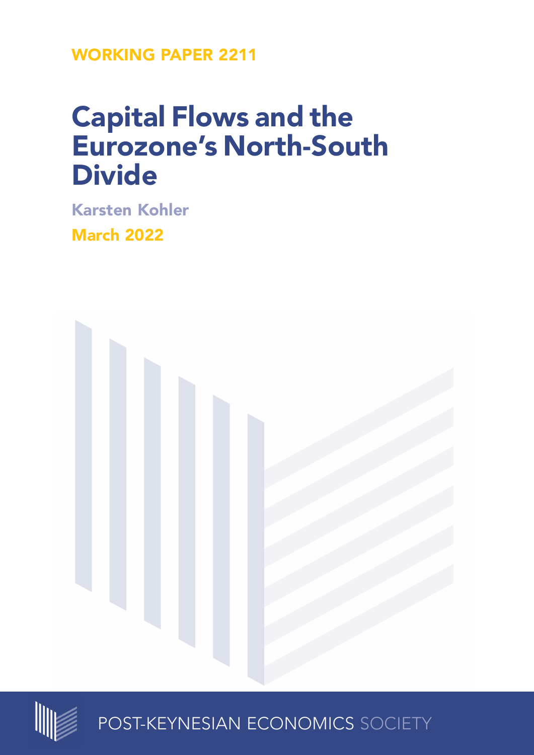WORKING PAPER 2211

# Capital Flows and the Eurozone's North-South Divide

Karsten Kohler

March 2022

POST-KEYNESIAN ECONOMICS SOCIETY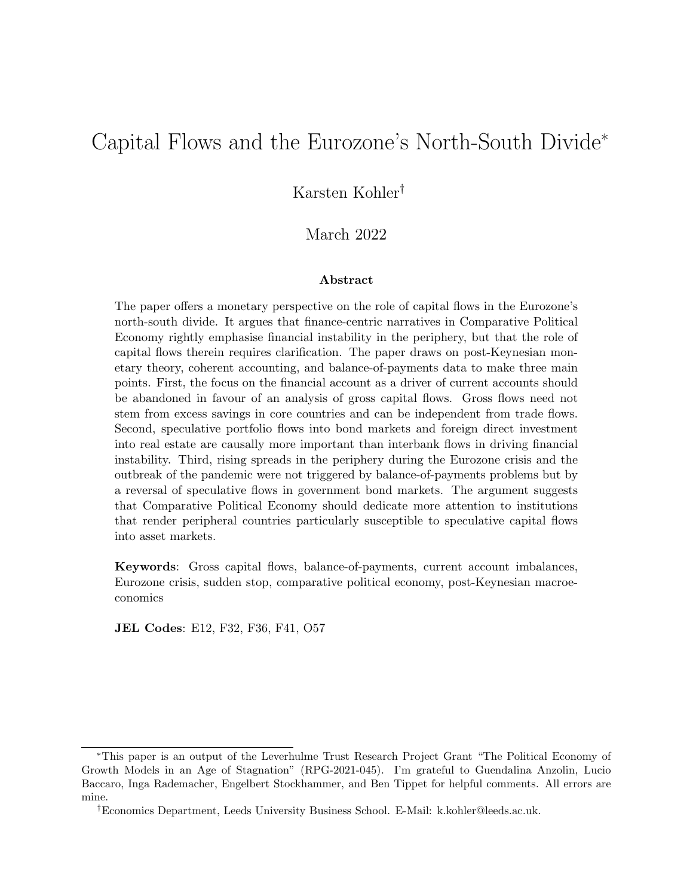# Capital Flows and the Eurozone's North-South Divide*

Karsten Kohler†

March 2022

### Abstract

The paper offers a monetary perspective on the role of capital flows in the Eurozone's north-south divide. It argues that finance-centric narratives in Comparative Political Economy rightly emphasise financial instability in the periphery, but that the role of capital flows therein requires clarification. The paper draws on post-Keynesian monetary theory, coherent accounting, and balance-of-payments data to make three main points. First, the focus on the financial account as a driver of current accounts should be abandoned in favour of an analysis of gross capital flows. Gross flows need not stem from excess savings in core countries and can be independent from trade flows. Second, speculative portfolio flows into bond markets and foreign direct investment into real estate are causally more important than interbank flows in driving financial instability. Third, rising spreads in the periphery during the Eurozone crisis and the outbreak of the pandemic were not triggered by balance-of-payments problems but by a reversal of speculative flows in government bond markets. The argument suggests that Comparative Political Economy should dedicate more attention to institutions that render peripheral countries particularly susceptible to speculative capital flows into asset markets.

**Keywords**: Gross capital flows, balance-of-payments, current account imbalances, Eurozone crisis, sudden stop, comparative political economy, post-Keynesian macroeconomics

**JEL Codes**: E12, F32, F36, F41, O57

---

*This paper is an output of the Leverhulme Trust Research Project Grant "The Political Economy of Growth Models in an Age of Stagnation" (RPG-2021-045). I'm grateful to Guendalina Anzolin, Lucio Baccaro, Inga Rademacher, Engelbert Stockhammer, and Ben Tippet for helpful comments. All errors are mine.

†Economics Department, Leeds University Business School. E-Mail: k.kohler@leeds.ac.uk.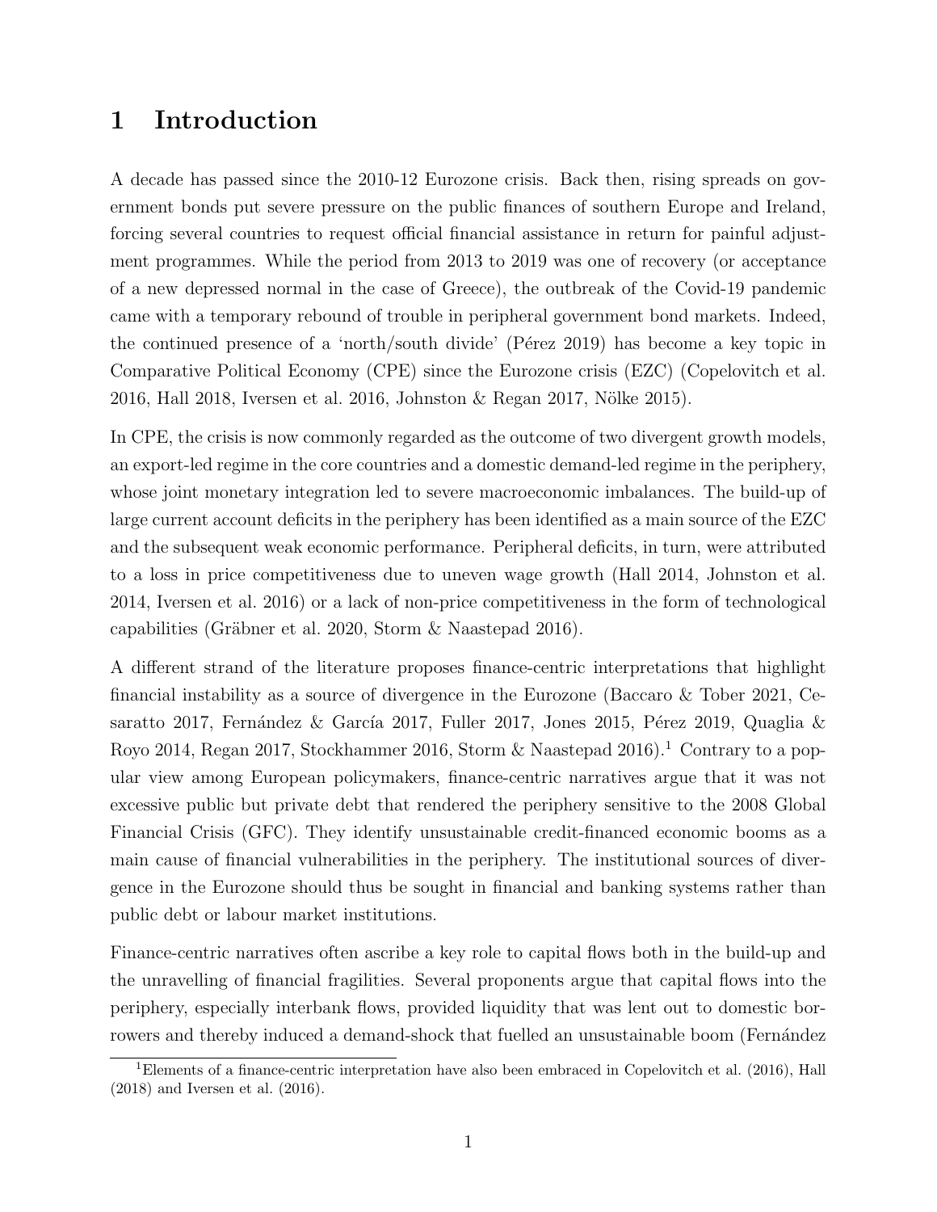# 1 Introduction

A decade has passed since the 2010-12 Eurozone crisis. Back then, rising spreads on government bonds put severe pressure on the public finances of southern Europe and Ireland, forcing several countries to request official financial assistance in return for painful adjustment programmes. While the period from 2013 to 2019 was one of recovery (or acceptance of a new depressed normal in the case of Greece), the outbreak of the Covid-19 pandemic came with a temporary rebound of trouble in peripheral government bond markets. Indeed, the continued presence of a 'north/south divide' (Pérez 2019) has become a key topic in Comparative Political Economy (CPE) since the Eurozone crisis (EZC) (Copelovitch et al. 2016, Hall 2018, Iversen et al. 2016, Johnston & Regan 2017, Nölke 2015).

In CPE, the crisis is now commonly regarded as the outcome of two divergent growth models, an export-led regime in the core countries and a domestic demand-led regime in the periphery, whose joint monetary integration led to severe macroeconomic imbalances. The build-up of large current account deficits in the periphery has been identified as a main source of the EZC and the subsequent weak economic performance. Peripheral deficits, in turn, were attributed to a loss in price competitiveness due to uneven wage growth (Hall 2014, Johnston et al. 2014, Iversen et al. 2016) or a lack of non-price competitiveness in the form of technological capabilities (Gräbner et al. 2020, Storm & Naastepad 2016).

A different strand of the literature proposes finance-centric interpretations that highlight financial instability as a source of divergence in the Eurozone (Baccaro & Tober 2021, Cesaratto 2017, Fernández & García 2017, Fuller 2017, Jones 2015, Pérez 2019, Quaglia & Royo 2014, Regan 2017, Stockhammer 2016, Storm & Naastepad 2016).[1] Contrary to a popular view among European policymakers, finance-centric narratives argue that it was not excessive public but private debt that rendered the periphery sensitive to the 2008 Global Financial Crisis (GFC). They identify unsustainable credit-financed economic booms as a main cause of financial vulnerabilities in the periphery. The institutional sources of divergence in the Eurozone should thus be sought in financial and banking systems rather than public debt or labour market institutions.

Finance-centric narratives often ascribe a key role to capital flows both in the build-up and the unravelling of financial fragilities. Several proponents argue that capital flows into the periphery, especially interbank flows, provided liquidity that was lent out to domestic borrowers and thereby induced a demand-shock that fuelled an unsustainable boom (Fernández

[1] Elements of a finance-centric interpretation have also been embraced in Copelovitch et al. (2016), Hall (2018) and Iversen et al. (2016).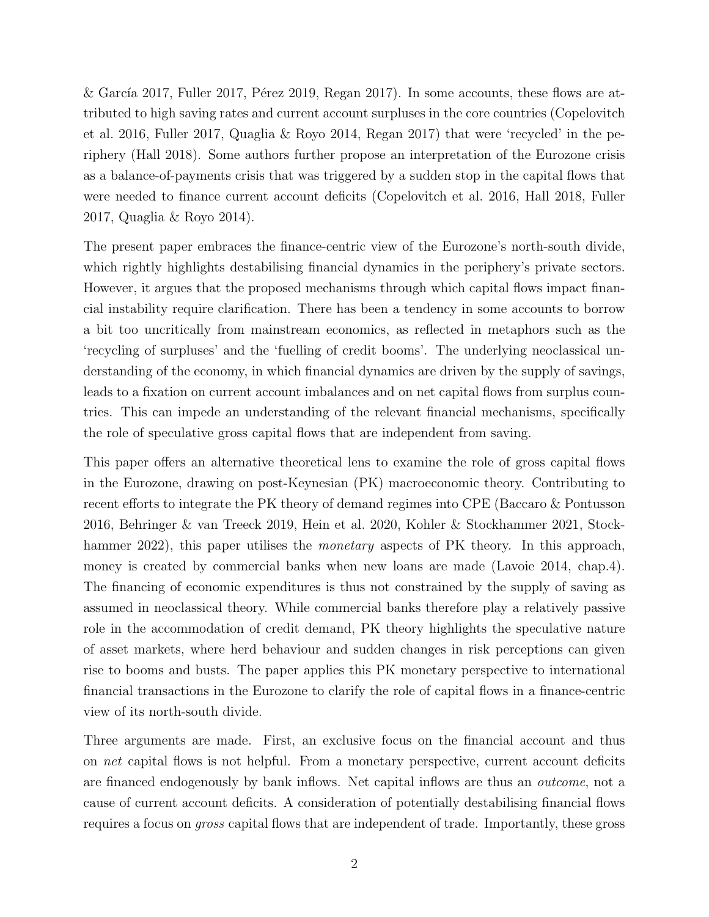& García 2017, Fuller 2017, Pérez 2019, Regan 2017). In some accounts, these flows are attributed to high saving rates and current account surpluses in the core countries (Copelovitch et al. 2016, Fuller 2017, Quaglia & Royo 2014, Regan 2017) that were 'recycled' in the periphery (Hall 2018). Some authors further propose an interpretation of the Eurozone crisis as a balance-of-payments crisis that was triggered by a sudden stop in the capital flows that were needed to finance current account deficits (Copelovitch et al. 2016, Hall 2018, Fuller 2017, Quaglia & Royo 2014).

The present paper embraces the finance-centric view of the Eurozone's north-south divide, which rightly highlights destabilising financial dynamics in the periphery's private sectors. However, it argues that the proposed mechanisms through which capital flows impact financial instability require clarification. There has been a tendency in some accounts to borrow a bit too uncritically from mainstream economics, as reflected in metaphors such as the 'recycling of surpluses' and the 'fuelling of credit booms'. The underlying neoclassical understanding of the economy, in which financial dynamics are driven by the supply of savings, leads to a fixation on current account imbalances and on net capital flows from surplus countries. This can impede an understanding of the relevant financial mechanisms, specifically the role of speculative gross capital flows that are independent from saving.

This paper offers an alternative theoretical lens to examine the role of gross capital flows in the Eurozone, drawing on post-Keynesian (PK) macroeconomic theory. Contributing to recent efforts to integrate the PK theory of demand regimes into CPE (Baccaro & Pontusson 2016, Behringer & van Treeck 2019, Hein et al. 2020, Kohler & Stockhammer 2021, Stockhammer 2022), this paper utilises the *monetary* aspects of PK theory. In this approach, money is created by commercial banks when new loans are made (Lavoie 2014, chap.4). The financing of economic expenditures is thus not constrained by the supply of saving as assumed in neoclassical theory. While commercial banks therefore play a relatively passive role in the accommodation of credit demand, PK theory highlights the speculative nature of asset markets, where herd behaviour and sudden changes in risk perceptions can given rise to booms and busts. The paper applies this PK monetary perspective to international financial transactions in the Eurozone to clarify the role of capital flows in a finance-centric view of its north-south divide.

Three arguments are made. First, an exclusive focus on the financial account and thus on *net* capital flows is not helpful. From a monetary perspective, current account deficits are financed endogenously by bank inflows. Net capital inflows are thus an *outcome*, not a cause of current account deficits. A consideration of potentially destabilising financial flows requires a focus on *gross* capital flows that are independent of trade. Importantly, these gross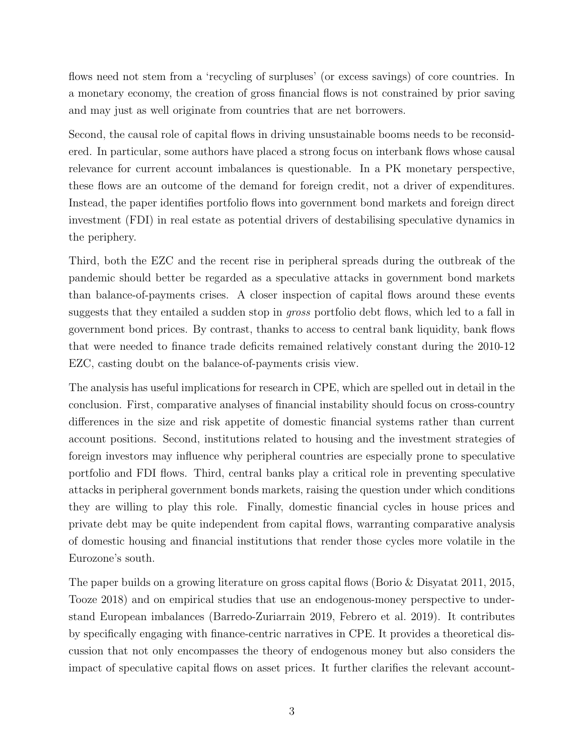flows need not stem from a 'recycling of surpluses' (or excess savings) of core countries. In a monetary economy, the creation of gross financial flows is not constrained by prior saving and may just as well originate from countries that are net borrowers.

Second, the causal role of capital flows in driving unsustainable booms needs to be reconsidered. In particular, some authors have placed a strong focus on interbank flows whose causal relevance for current account imbalances is questionable. In a PK monetary perspective, these flows are an outcome of the demand for foreign credit, not a driver of expenditures. Instead, the paper identifies portfolio flows into government bond markets and foreign direct investment (FDI) in real estate as potential drivers of destabilising speculative dynamics in the periphery.

Third, both the EZC and the recent rise in peripheral spreads during the outbreak of the pandemic should better be regarded as a speculative attacks in government bond markets than balance-of-payments crises. A closer inspection of capital flows around these events suggests that they entailed a sudden stop in *gross* portfolio debt flows, which led to a fall in government bond prices. By contrast, thanks to access to central bank liquidity, bank flows that were needed to finance trade deficits remained relatively constant during the 2010-12 EZC, casting doubt on the balance-of-payments crisis view.

The analysis has useful implications for research in CPE, which are spelled out in detail in the conclusion. First, comparative analyses of financial instability should focus on cross-country differences in the size and risk appetite of domestic financial systems rather than current account positions. Second, institutions related to housing and the investment strategies of foreign investors may influence why peripheral countries are especially prone to speculative portfolio and FDI flows. Third, central banks play a critical role in preventing speculative attacks in peripheral government bonds markets, raising the question under which conditions they are willing to play this role. Finally, domestic financial cycles in house prices and private debt may be quite independent from capital flows, warranting comparative analysis of domestic housing and financial institutions that render those cycles more volatile in the Eurozone's south.

The paper builds on a growing literature on gross capital flows (Borio & Disyatat 2011, 2015, Tooze 2018) and on empirical studies that use an endogenous-money perspective to understand European imbalances (Barredo-Zuriarrain 2019, Febrero et al. 2019). It contributes by specifically engaging with finance-centric narratives in CPE. It provides a theoretical discussion that not only encompasses the theory of endogenous money but also considers the impact of speculative capital flows on asset prices. It further clarifies the relevant account-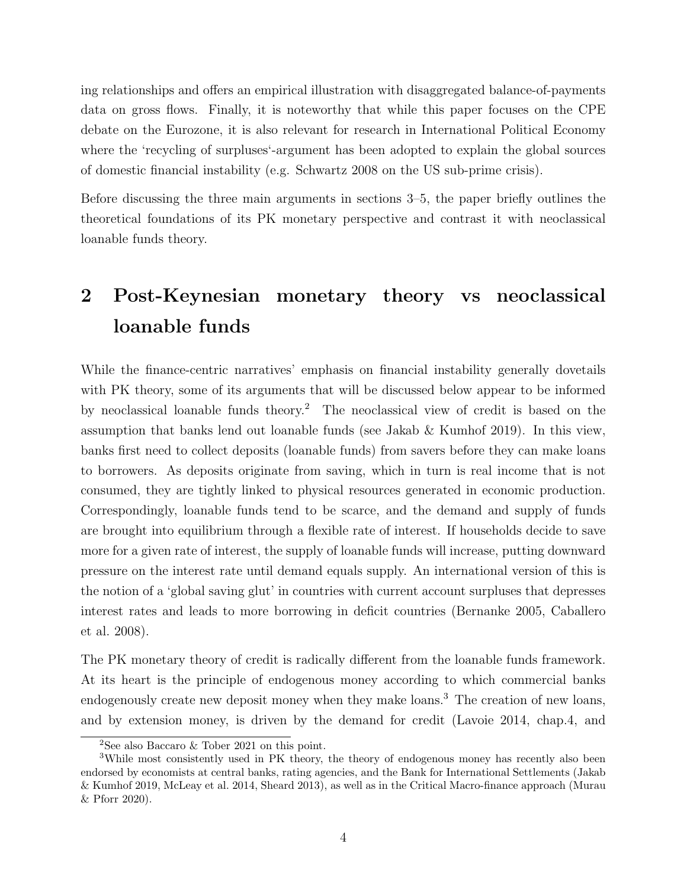ing relationships and offers an empirical illustration with disaggregated balance-of-payments data on gross flows. Finally, it is noteworthy that while this paper focuses on the CPE debate on the Eurozone, it is also relevant for research in International Political Economy where the 'recycling of surpluses'-argument has been adopted to explain the global sources of domestic financial instability (e.g. Schwartz 2008 on the US sub-prime crisis).

Before discussing the three main arguments in sections 3–5, the paper briefly outlines the theoretical foundations of its PK monetary perspective and contrast it with neoclassical loanable funds theory.

## 2 Post-Keynesian monetary theory vs neoclassical loanable funds

While the finance-centric narratives' emphasis on financial instability generally dovetails with PK theory, some of its arguments that will be discussed below appear to be informed by neoclassical loanable funds theory.[2] The neoclassical view of credit is based on the assumption that banks lend out loanable funds (see Jakab & Kumhof 2019). In this view, banks first need to collect deposits (loanable funds) from savers before they can make loans to borrowers. As deposits originate from saving, which in turn is real income that is not consumed, they are tightly linked to physical resources generated in economic production. Correspondingly, loanable funds tend to be scarce, and the demand and supply of funds are brought into equilibrium through a flexible rate of interest. If households decide to save more for a given rate of interest, the supply of loanable funds will increase, putting downward pressure on the interest rate until demand equals supply. An international version of this is the notion of a 'global saving glut' in countries with current account surpluses that depresses interest rates and leads to more borrowing in deficit countries (Bernanke 2005, Caballero et al. 2008).

The PK monetary theory of credit is radically different from the loanable funds framework. At its heart is the principle of endogenous money according to which commercial banks endogenously create new deposit money when they make loans.[3] The creation of new loans, and by extension money, is driven by the demand for credit (Lavoie 2014, chap.4, and

[2] See also Baccaro & Tober 2021 on this point.

[3] While most consistently used in PK theory, the theory of endogenous money has recently also been endorsed by economists at central banks, rating agencies, and the Bank for International Settlements (Jakab & Kumhof 2019, McLeay et al. 2014, Sheard 2013), as well as in the Critical Macro-finance approach (Murau & Pforr 2020).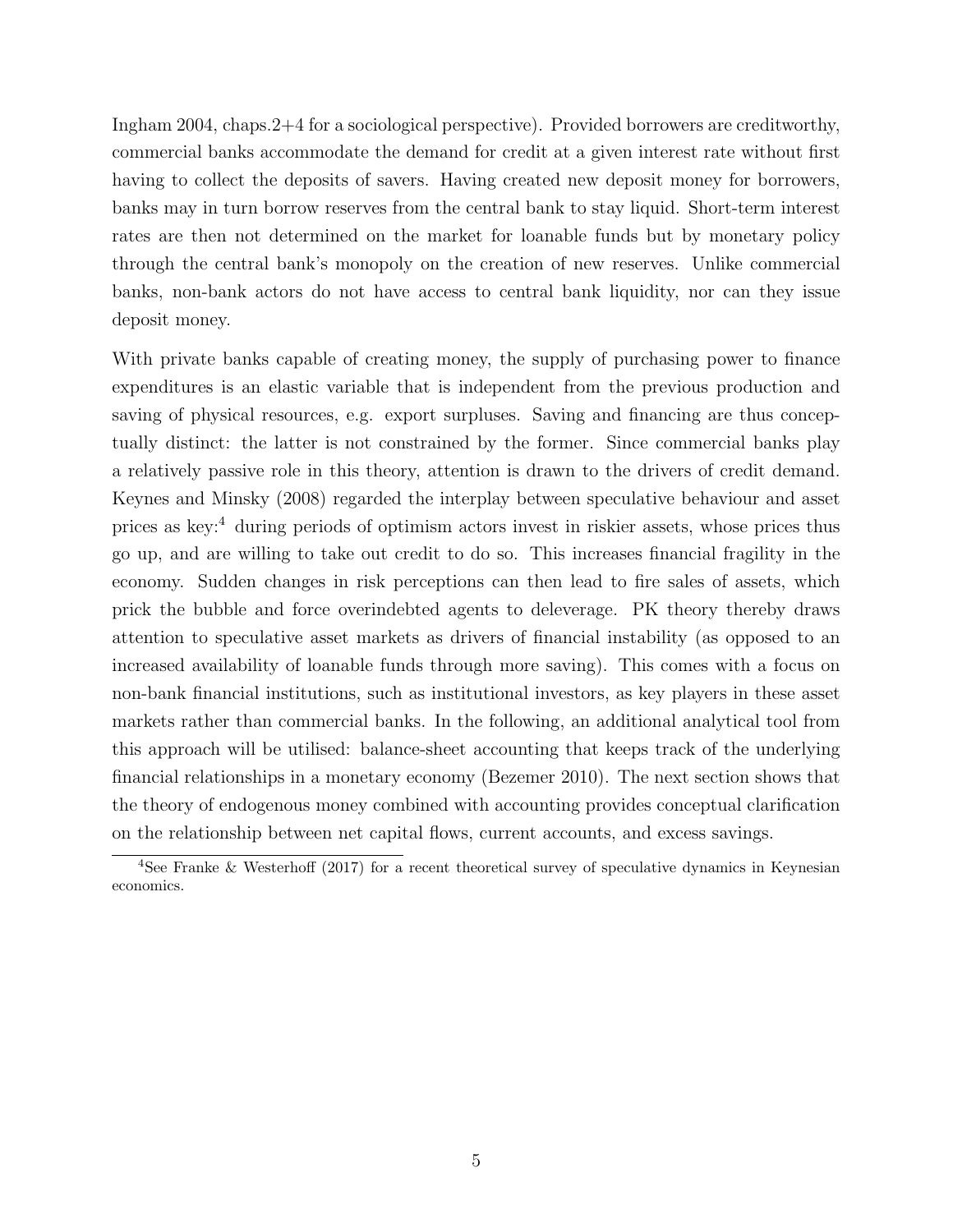Ingham 2004, chaps.2+4 for a sociological perspective). Provided borrowers are creditworthy, commercial banks accommodate the demand for credit at a given interest rate without first having to collect the deposits of savers. Having created new deposit money for borrowers, banks may in turn borrow reserves from the central bank to stay liquid. Short-term interest rates are then not determined on the market for loanable funds but by monetary policy through the central bank's monopoly on the creation of new reserves. Unlike commercial banks, non-bank actors do not have access to central bank liquidity, nor can they issue deposit money.

With private banks capable of creating money, the supply of purchasing power to finance expenditures is an elastic variable that is independent from the previous production and saving of physical resources, e.g. export surpluses. Saving and financing are thus conceptually distinct: the latter is not constrained by the former. Since commercial banks play a relatively passive role in this theory, attention is drawn to the drivers of credit demand. Keynes and Minsky (2008) regarded the interplay between speculative behaviour and asset prices as key:[4] during periods of optimism actors invest in riskier assets, whose prices thus go up, and are willing to take out credit to do so. This increases financial fragility in the economy. Sudden changes in risk perceptions can then lead to fire sales of assets, which prick the bubble and force overindebted agents to deleverage. PK theory thereby draws attention to speculative asset markets as drivers of financial instability (as opposed to an increased availability of loanable funds through more saving). This comes with a focus on non-bank financial institutions, such as institutional investors, as key players in these asset markets rather than commercial banks. In the following, an additional analytical tool from this approach will be utilised: balance-sheet accounting that keeps track of the underlying financial relationships in a monetary economy (Bezemer 2010). The next section shows that the theory of endogenous money combined with accounting provides conceptual clarification on the relationship between net capital flows, current accounts, and excess savings.

[4] See Franke & Westerhoff (2017) for a recent theoretical survey of speculative dynamics in Keynesian economics.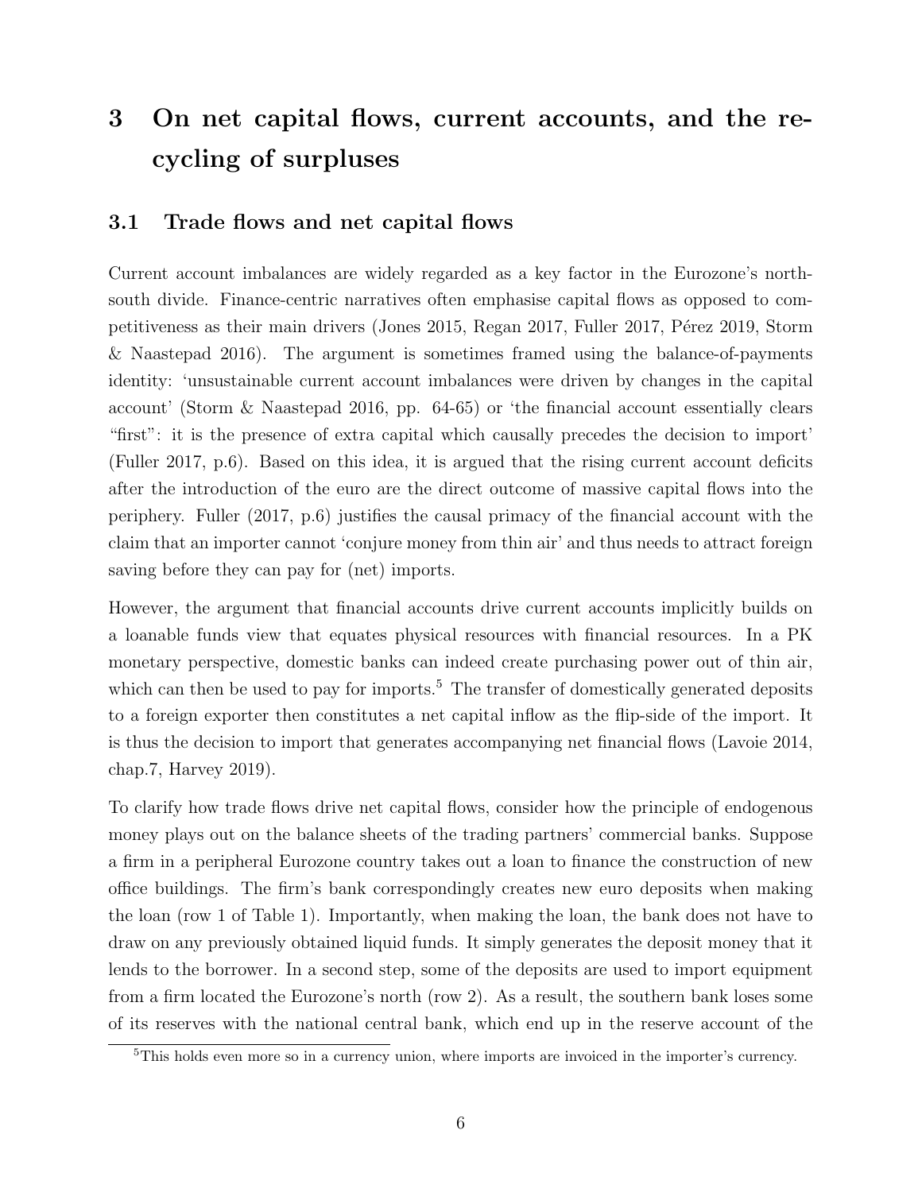# 3 On net capital flows, current accounts, and the recycling of surpluses

## 3.1 Trade flows and net capital flows

Current account imbalances are widely regarded as a key factor in the Eurozone's north-south divide. Finance-centric narratives often emphasise capital flows as opposed to competitiveness as their main drivers (Jones 2015, Regan 2017, Fuller 2017, Pérez 2019, Storm & Naastepad 2016). The argument is sometimes framed using the balance-of-payments identity: 'unsustainable current account imbalances were driven by changes in the capital account' (Storm & Naastepad 2016, pp. 64-65) or 'the financial account essentially clears "first": it is the presence of extra capital which causally precedes the decision to import' (Fuller 2017, p.6). Based on this idea, it is argued that the rising current account deficits after the introduction of the euro are the direct outcome of massive capital flows into the periphery. Fuller (2017, p.6) justifies the causal primacy of the financial account with the claim that an importer cannot 'conjure money from thin air' and thus needs to attract foreign saving before they can pay for (net) imports.

However, the argument that financial accounts drive current accounts implicitly builds on a loanable funds view that equates physical resources with financial resources. In a PK monetary perspective, domestic banks can indeed create purchasing power out of thin air, which can then be used to pay for imports.[5] The transfer of domestically generated deposits to a foreign exporter then constitutes a net capital inflow as the flip-side of the import. It is thus the decision to import that generates accompanying net financial flows (Lavoie 2014, chap.7, Harvey 2019).

To clarify how trade flows drive net capital flows, consider how the principle of endogenous money plays out on the balance sheets of the trading partners' commercial banks. Suppose a firm in a peripheral Eurozone country takes out a loan to finance the construction of new office buildings. The firm's bank correspondingly creates new euro deposits when making the loan (row 1 of Table 1). Importantly, when making the loan, the bank does not have to draw on any previously obtained liquid funds. It simply generates the deposit money that it lends to the borrower. In a second step, some of the deposits are used to import equipment from a firm located the Eurozone's north (row 2). As a result, the southern bank loses some of its reserves with the national central bank, which end up in the reserve account of the

[5] This holds even more so in a currency union, where imports are invoiced in the importer's currency.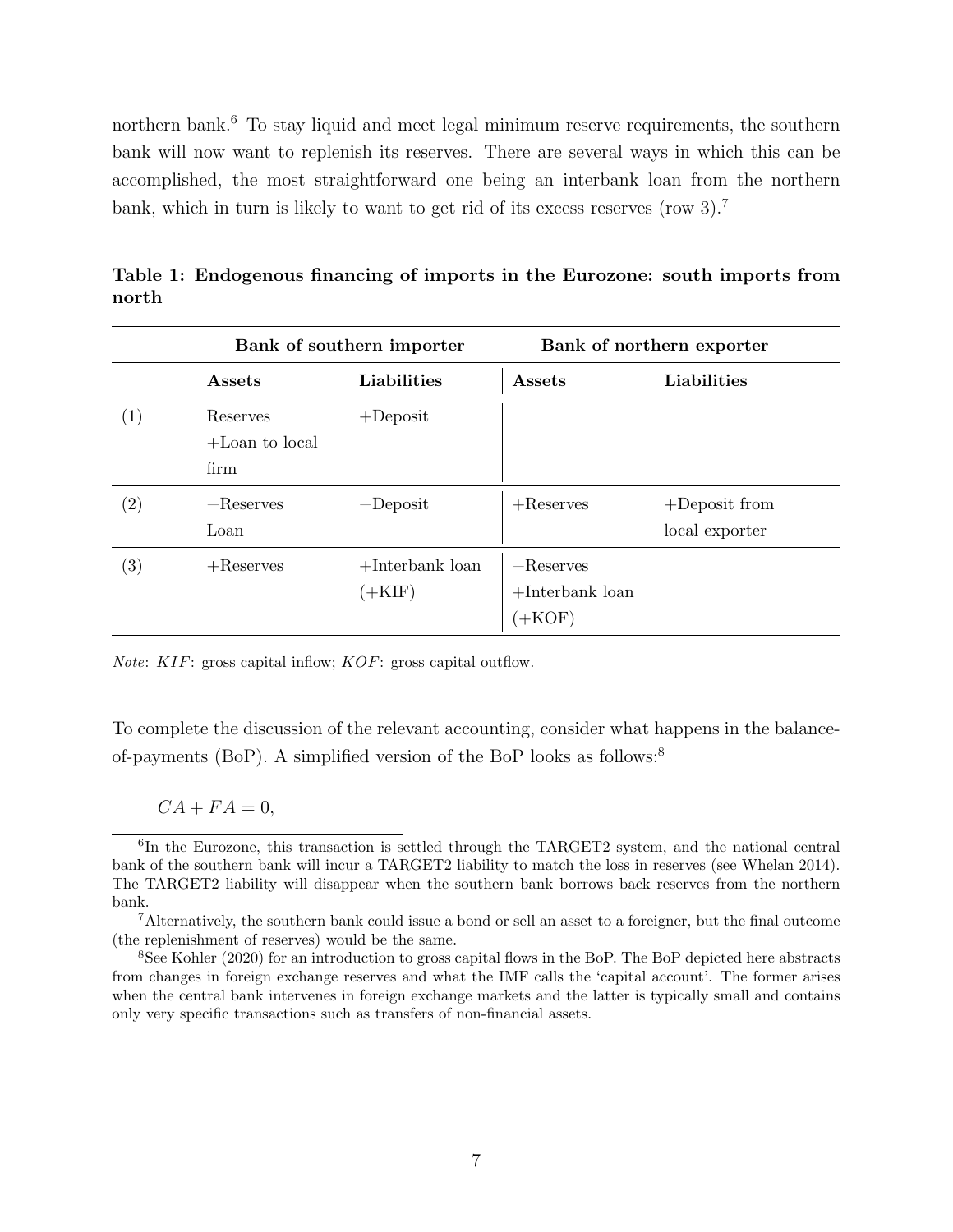northern bank.[6] To stay liquid and meet legal minimum reserve requirements, the southern bank will now want to replenish its reserves. There are several ways in which this can be accomplished, the most straightforward one being an interbank loan from the northern bank, which in turn is likely to want to get rid of its excess reserves (row 3).[7]

**Table 1: Endogenous financing of imports in the Eurozone: south imports from north**

| | Bank of southern importer | | Bank of northern exporter | |
|---|---|---|---|---|
| | **Assets** | **Liabilities** | **Assets** | **Liabilities** |
| (1) | Reserves +Loan to local firm | +Deposit | | |
| (2) | −Reserves Loan | −Deposit | +Reserves | +Deposit from local exporter |
| (3) | +Reserves | +Interbank loan (+KIF) | −Reserves +Interbank loan (+KOF) | |

*Note*: $KIF$: gross capital inflow; $KOF$: gross capital outflow.

To complete the discussion of the relevant accounting, consider what happens in the balance-of-payments (BoP). A simplified version of the BoP looks as follows:[8]

$$CA + FA = 0,$$

[6]In the Eurozone, this transaction is settled through the TARGET2 system, and the national central bank of the southern bank will incur a TARGET2 liability to match the loss in reserves (see Whelan 2014). The TARGET2 liability will disappear when the southern bank borrows back reserves from the northern bank.

[7]Alternatively, the southern bank could issue a bond or sell an asset to a foreigner, but the final outcome (the replenishment of reserves) would be the same.

[8]See Kohler (2020) for an introduction to gross capital flows in the BoP. The BoP depicted here abstracts from changes in foreign exchange reserves and what the IMF calls the 'capital account'. The former arises when the central bank intervenes in foreign exchange markets and the latter is typically small and contains only very specific transactions such as transfers of non-financial assets.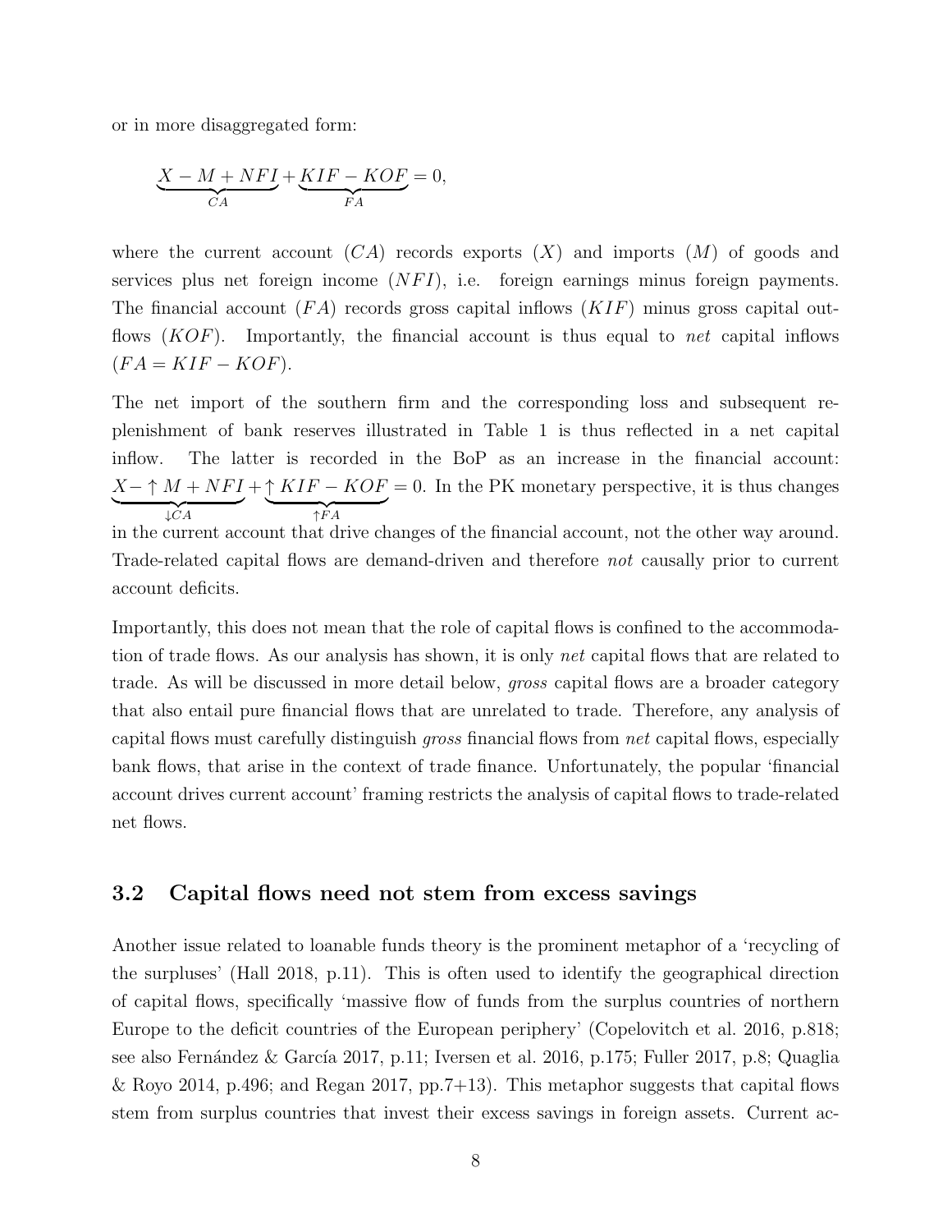or in more disaggregated form:

$$\underbrace{X - M + NFI}_{CA} + \underbrace{KIF - KOF}_{FA} = 0,$$

where the current account ($CA$) records exports ($X$) and imports ($M$) of goods and services plus net foreign income ($NFI$), i.e. foreign earnings minus foreign payments. The financial account ($FA$) records gross capital inflows ($KIF$) minus gross capital outflows ($KOF$). Importantly, the financial account is thus equal to *net* capital inflows ($FA = KIF - KOF$).

The net import of the southern firm and the corresponding loss and subsequent replenishment of bank reserves illustrated in Table 1 is thus reflected in a net capital inflow. The latter is recorded in the BoP as an increase in the financial account: $\underbrace{X - \uparrow M + NFI}_{\downarrow CA} + \underbrace{\uparrow KIF - KOF}_{\uparrow FA} = 0$. In the PK monetary perspective, it is thus changes in the current account that drive changes of the financial account, not the other way around. Trade-related capital flows are demand-driven and therefore *not* causally prior to current account deficits.

Importantly, this does not mean that the role of capital flows is confined to the accommodation of trade flows. As our analysis has shown, it is only *net* capital flows that are related to trade. As will be discussed in more detail below, *gross* capital flows are a broader category that also entail pure financial flows that are unrelated to trade. Therefore, any analysis of capital flows must carefully distinguish *gross* financial flows from *net* capital flows, especially bank flows, that arise in the context of trade finance. Unfortunately, the popular 'financial account drives current account' framing restricts the analysis of capital flows to trade-related net flows.

### 3.2 Capital flows need not stem from excess savings

Another issue related to loanable funds theory is the prominent metaphor of a 'recycling of the surpluses' (Hall 2018, p.11). This is often used to identify the geographical direction of capital flows, specifically 'massive flow of funds from the surplus countries of northern Europe to the deficit countries of the European periphery' (Copelovitch et al. 2016, p.818; see also Fernández & García 2017, p.11; Iversen et al. 2016, p.175; Fuller 2017, p.8; Quaglia & Royo 2014, p.496; and Regan 2017, pp.7+13). This metaphor suggests that capital flows stem from surplus countries that invest their excess savings in foreign assets. Current ac-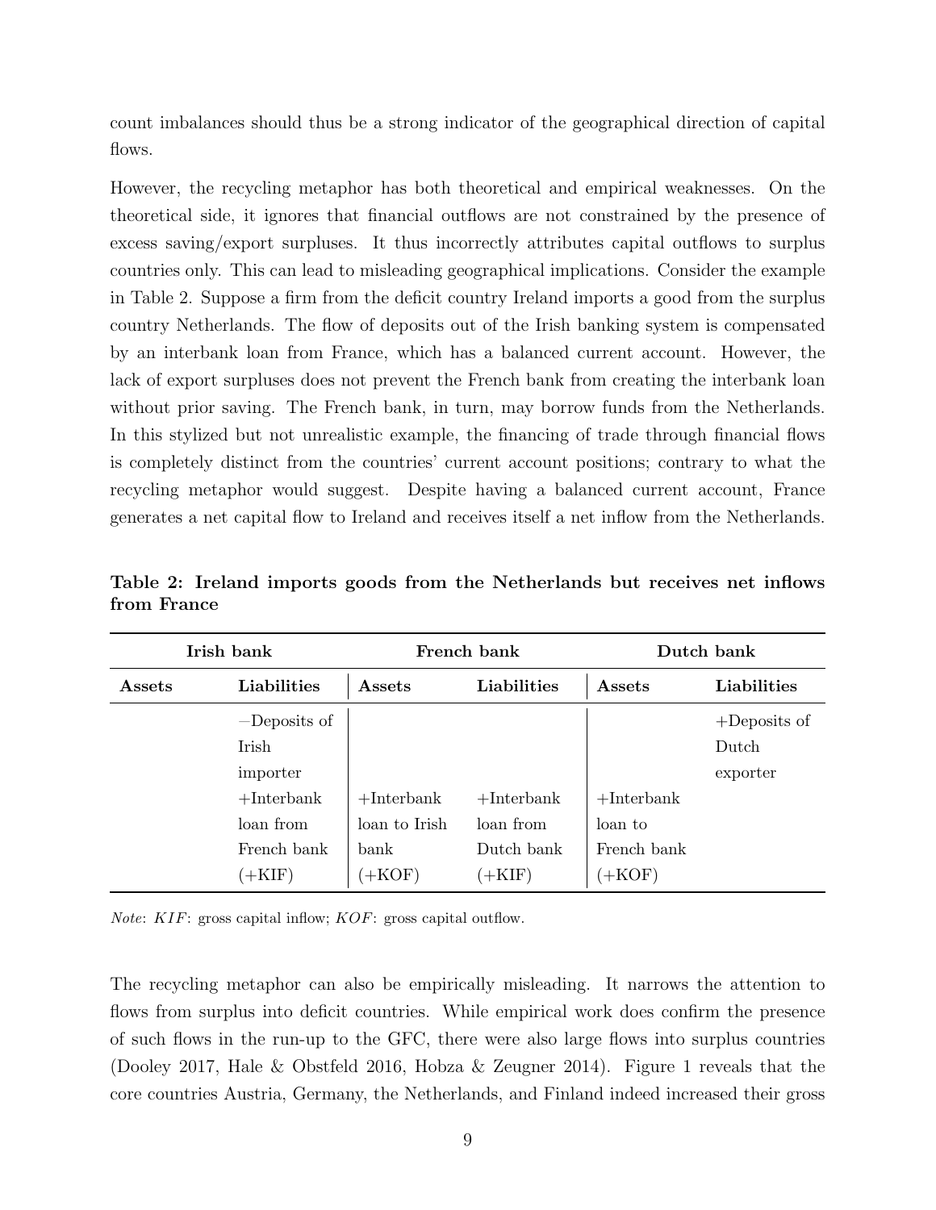count imbalances should thus be a strong indicator of the geographical direction of capital flows.

However, the recycling metaphor has both theoretical and empirical weaknesses. On the theoretical side, it ignores that financial outflows are not constrained by the presence of excess saving/export surpluses. It thus incorrectly attributes capital outflows to surplus countries only. This can lead to misleading geographical implications. Consider the example in Table 2. Suppose a firm from the deficit country Ireland imports a good from the surplus country Netherlands. The flow of deposits out of the Irish banking system is compensated by an interbank loan from France, which has a balanced current account. However, the lack of export surpluses does not prevent the French bank from creating the interbank loan without prior saving. The French bank, in turn, may borrow funds from the Netherlands. In this stylized but not unrealistic example, the financing of trade through financial flows is completely distinct from the countries' current account positions; contrary to what the recycling metaphor would suggest. Despite having a balanced current account, France generates a net capital flow to Ireland and receives itself a net inflow from the Netherlands.

**Table 2: Ireland imports goods from the Netherlands but receives net inflows from France**

| Irish bank | | French bank | | Dutch bank | |
|---|---|---|---|---|---|
| **Assets** | **Liabilities** | **Assets** | **Liabilities** | **Assets** | **Liabilities** |
| | −Deposits of Irish importer | | | | +Deposits of Dutch exporter |
| | +Interbank loan from French bank (+KIF) | +Interbank loan to Irish bank (+KOF) | +Interbank loan from Dutch bank (+KIF) | +Interbank loan to French bank (+KOF) | |

*Note*: $KIF$: gross capital inflow; $KOF$: gross capital outflow.

The recycling metaphor can also be empirically misleading. It narrows the attention to flows from surplus into deficit countries. While empirical work does confirm the presence of such flows in the run-up to the GFC, there were also large flows into surplus countries (Dooley 2017, Hale & Obstfeld 2016, Hobza & Zeugner 2014). Figure 1 reveals that the core countries Austria, Germany, the Netherlands, and Finland indeed increased their gross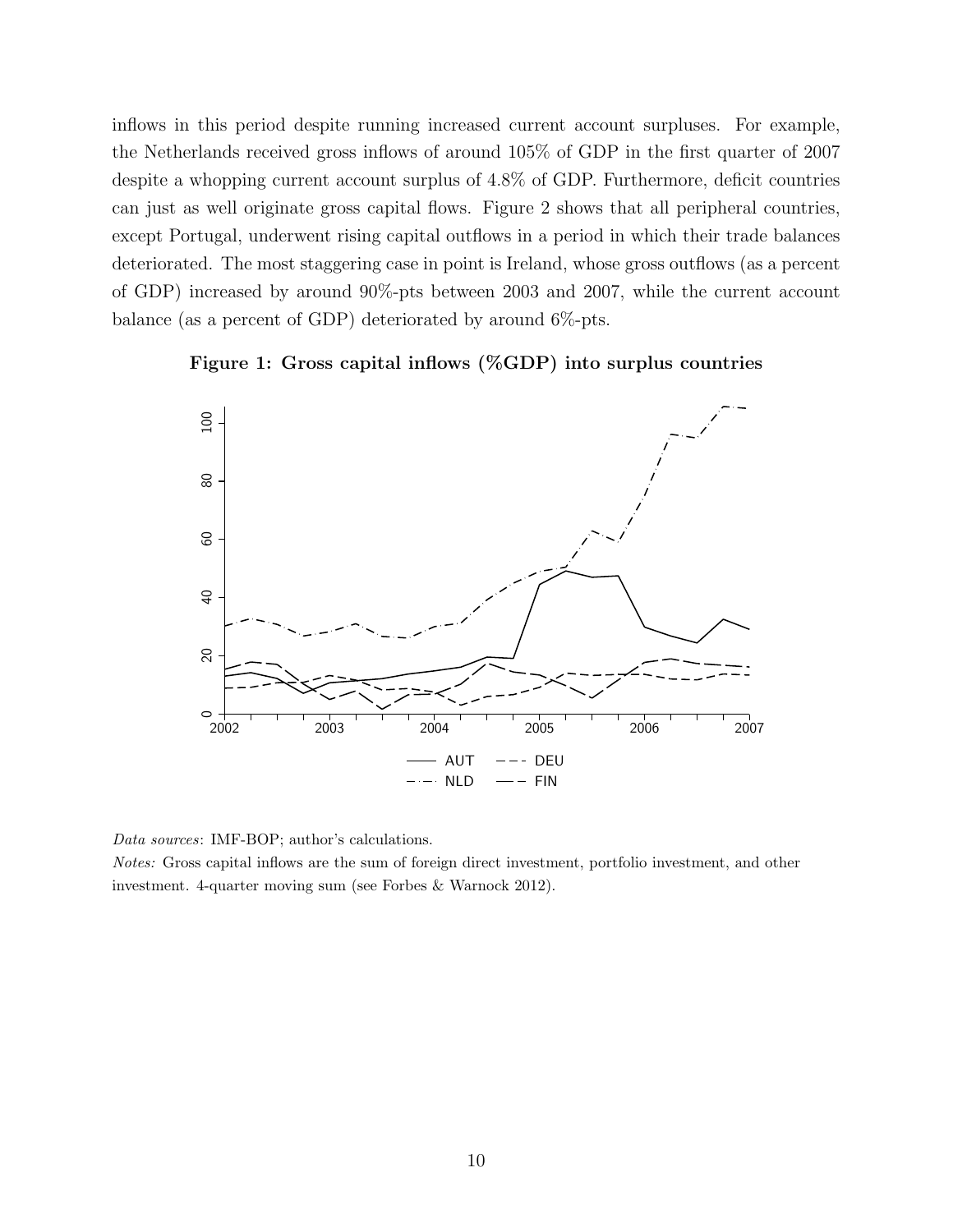inflows in this period despite running increased current account surpluses. For example, the Netherlands received gross inflows of around 105% of GDP in the first quarter of 2007 despite a whopping current account surplus of 4.8% of GDP. Furthermore, deficit countries can just as well originate gross capital flows. Figure 2 shows that all peripheral countries, except Portugal, underwent rising capital outflows in a period in which their trade balances deteriorated. The most staggering case in point is Ireland, whose gross outflows (as a percent of GDP) increased by around 90%-pts between 2003 and 2007, while the current account balance (as a percent of GDP) deteriorated by around 6%-pts.

**Figure 1: Gross capital inflows (%GDP) into surplus countries**

*Data sources*: IMF-BOP; author's calculations.

*Notes:* Gross capital inflows are the sum of foreign direct investment, portfolio investment, and other investment. 4-quarter moving sum (see Forbes & Warnock 2012).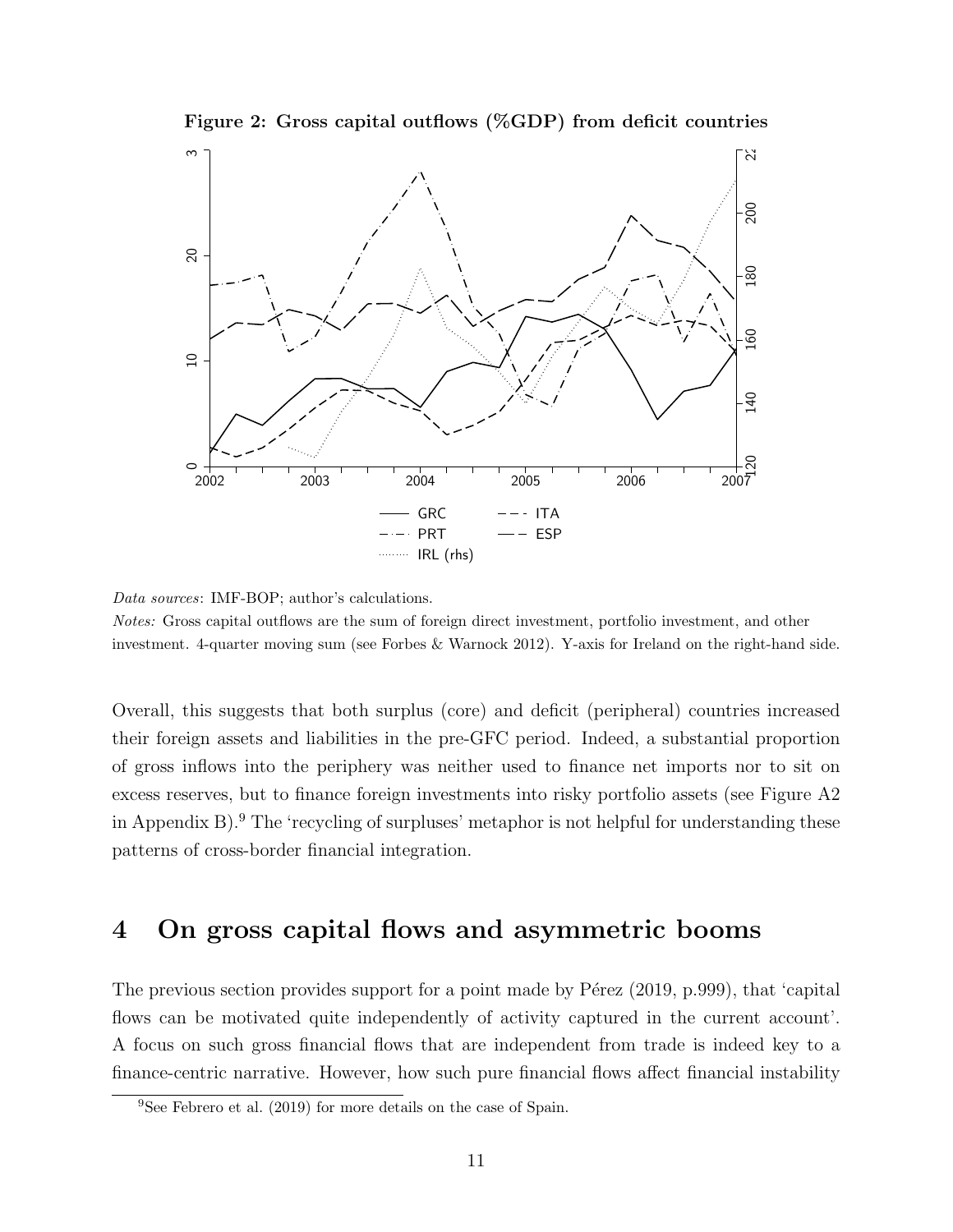**Figure 2: Gross capital outflows (%GDP) from deficit countries**

*Data sources*: IMF-BOP; author's calculations.

*Notes:* Gross capital outflows are the sum of foreign direct investment, portfolio investment, and other investment. 4-quarter moving sum (see Forbes & Warnock 2012). Y-axis for Ireland on the right-hand side.

Overall, this suggests that both surplus (core) and deficit (peripheral) countries increased their foreign assets and liabilities in the pre-GFC period. Indeed, a substantial proportion of gross inflows into the periphery was neither used to finance net imports nor to sit on excess reserves, but to finance foreign investments into risky portfolio assets (see Figure A2 in Appendix B).[9] The 'recycling of surpluses' metaphor is not helpful for understanding these patterns of cross-border financial integration.

# 4 On gross capital flows and asymmetric booms

The previous section provides support for a point made by Pérez (2019, p.999), that 'capital flows can be motivated quite independently of activity captured in the current account'. A focus on such gross financial flows that are independent from trade is indeed key to a finance-centric narrative. However, how such pure financial flows affect financial instability

[9] See Febrero et al. (2019) for more details on the case of Spain.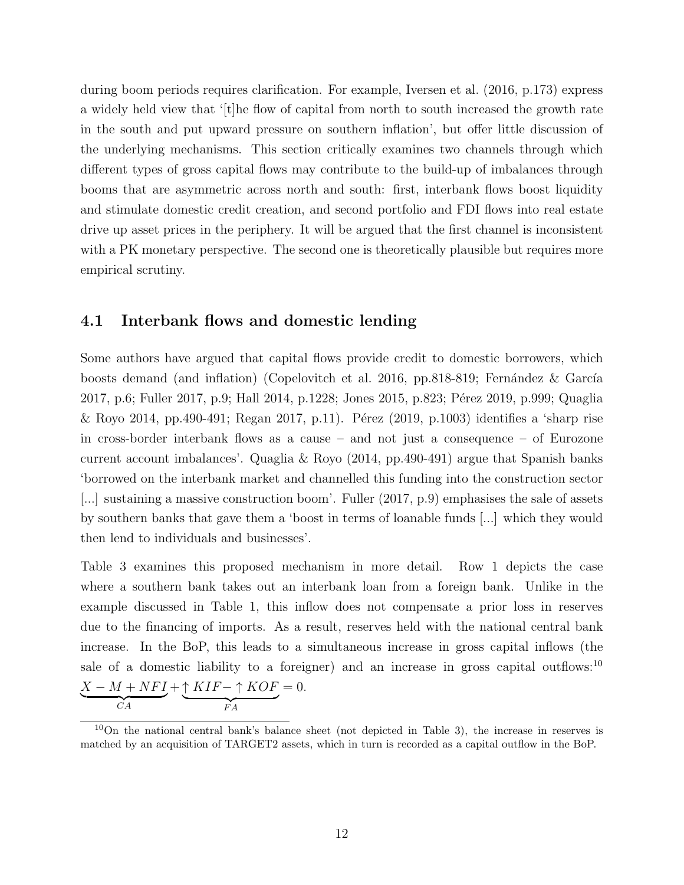during boom periods requires clarification. For example, Iversen et al. (2016, p.173) express a widely held view that '[t]he flow of capital from north to south increased the growth rate in the south and put upward pressure on southern inflation', but offer little discussion of the underlying mechanisms. This section critically examines two channels through which different types of gross capital flows may contribute to the build-up of imbalances through booms that are asymmetric across north and south: first, interbank flows boost liquidity and stimulate domestic credit creation, and second portfolio and FDI flows into real estate drive up asset prices in the periphery. It will be argued that the first channel is inconsistent with a PK monetary perspective. The second one is theoretically plausible but requires more empirical scrutiny.

## 4.1 Interbank flows and domestic lending

Some authors have argued that capital flows provide credit to domestic borrowers, which boosts demand (and inflation) (Copelovitch et al. 2016, pp.818-819; Fernández & García 2017, p.6; Fuller 2017, p.9; Hall 2014, p.1228; Jones 2015, p.823; Pérez 2019, p.999; Quaglia & Royo 2014, pp.490-491; Regan 2017, p.11). Pérez (2019, p.1003) identifies a 'sharp rise in cross-border interbank flows as a cause – and not just a consequence – of Eurozone current account imbalances'. Quaglia & Royo (2014, pp.490-491) argue that Spanish banks 'borrowed on the interbank market and channelled this funding into the construction sector [...] sustaining a massive construction boom'. Fuller (2017, p.9) emphasises the sale of assets by southern banks that gave them a 'boost in terms of loanable funds [...] which they would then lend to individuals and businesses'.

Table 3 examines this proposed mechanism in more detail. Row 1 depicts the case where a southern bank takes out an interbank loan from a foreign bank. Unlike in the example discussed in Table 1, this inflow does not compensate a prior loss in reserves due to the financing of imports. As a result, reserves held with the national central bank increase. In the BoP, this leads to a simultaneous increase in gross capital inflows (the sale of a domestic liability to a foreigner) and an increase in gross capital outflows:[10] $\underbrace{X - M + NFI}_{CA} + \underbrace{\uparrow KIF - \uparrow KOF}_{FA} = 0$.

[10] On the national central bank's balance sheet (not depicted in Table 3), the increase in reserves is matched by an acquisition of TARGET2 assets, which in turn is recorded as a capital outflow in the BoP.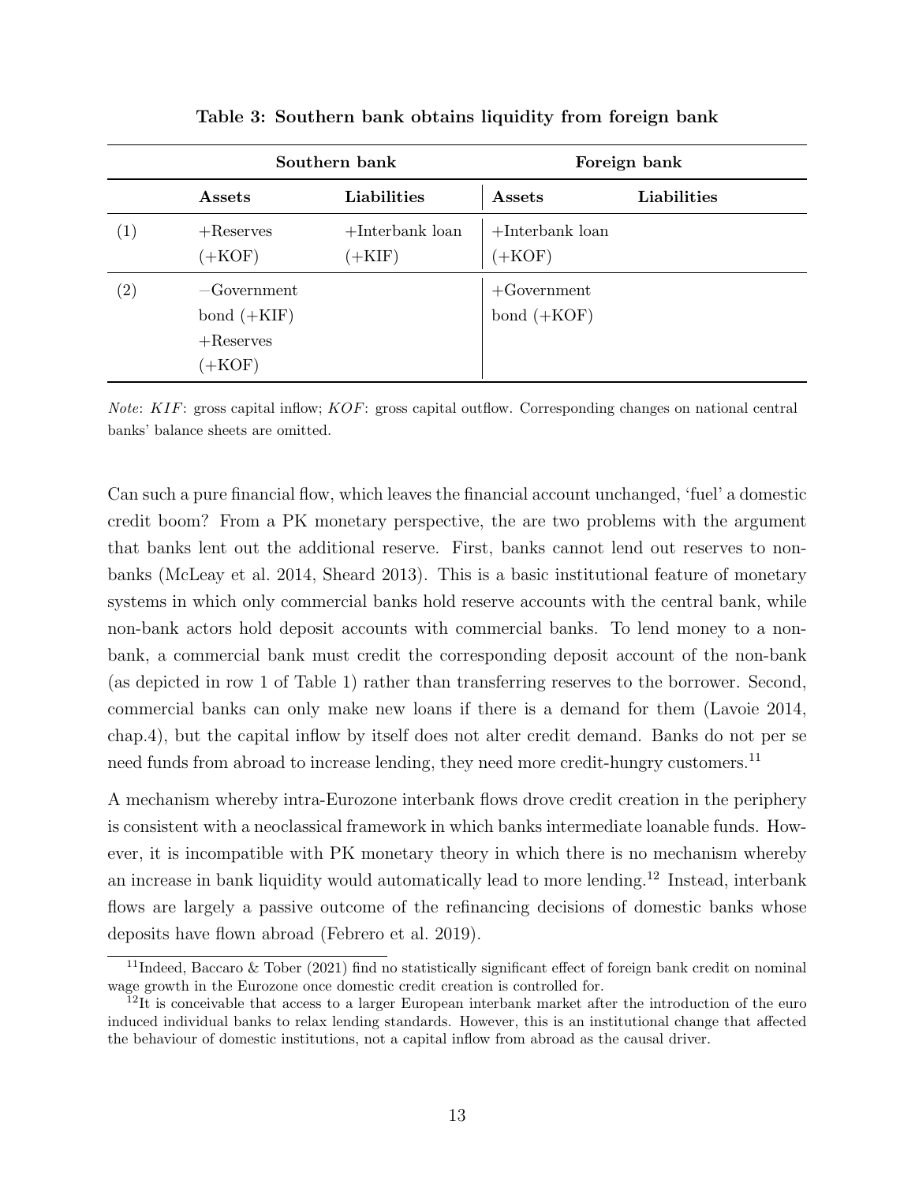**Table 3: Southern bank obtains liquidity from foreign bank**

| | Southern bank | | Foreign bank | |
|---|---|---|---|---|
| | **Assets** | **Liabilities** | **Assets** | **Liabilities** |
| (1) | +Reserves (+KOF) | +Interbank loan (+KIF) | +Interbank loan (+KOF) | |
| (2) | −Government bond (+KIF) +Reserves (+KOF) | | +Government bond (+KOF) | |

*Note*: $KIF$: gross capital inflow; $KOF$: gross capital outflow. Corresponding changes on national central banks' balance sheets are omitted.

Can such a pure financial flow, which leaves the financial account unchanged, 'fuel' a domestic credit boom? From a PK monetary perspective, the are two problems with the argument that banks lent out the additional reserve. First, banks cannot lend out reserves to non-banks (McLeay et al. 2014, Sheard 2013). This is a basic institutional feature of monetary systems in which only commercial banks hold reserve accounts with the central bank, while non-bank actors hold deposit accounts with commercial banks. To lend money to a non-bank, a commercial bank must credit the corresponding deposit account of the non-bank (as depicted in row 1 of Table 1) rather than transferring reserves to the borrower. Second, commercial banks can only make new loans if there is a demand for them (Lavoie 2014, chap.4), but the capital inflow by itself does not alter credit demand. Banks do not per se need funds from abroad to increase lending, they need more credit-hungry customers.[11]

A mechanism whereby intra-Eurozone interbank flows drove credit creation in the periphery is consistent with a neoclassical framework in which banks intermediate loanable funds. However, it is incompatible with PK monetary theory in which there is no mechanism whereby an increase in bank liquidity would automatically lead to more lending.[12] Instead, interbank flows are largely a passive outcome of the refinancing decisions of domestic banks whose deposits have flown abroad (Febrero et al. 2019).

[11] Indeed, Baccaro & Tober (2021) find no statistically significant effect of foreign bank credit on nominal wage growth in the Eurozone once domestic credit creation is controlled for.

[12] It is conceivable that access to a larger European interbank market after the introduction of the euro induced individual banks to relax lending standards. However, this is an institutional change that affected the behaviour of domestic institutions, not a capital inflow from abroad as the causal driver.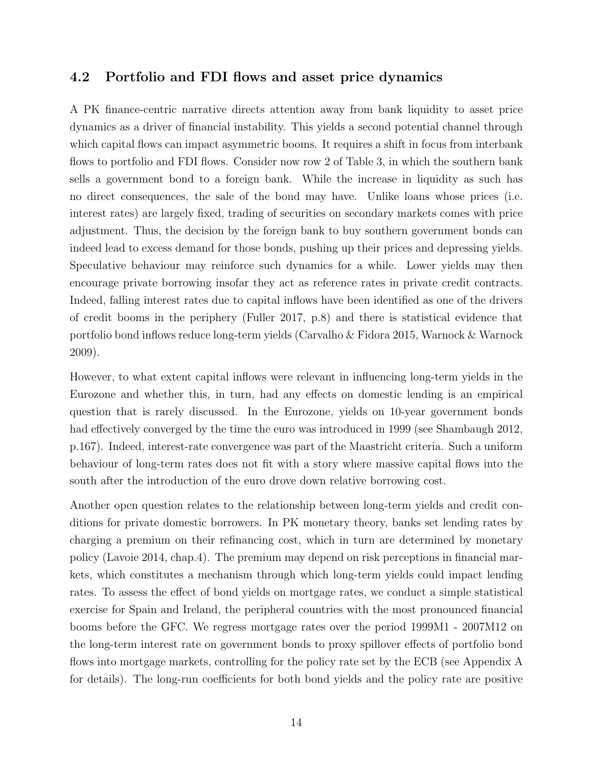### 4.2 Portfolio and FDI flows and asset price dynamics

A PK finance-centric narrative directs attention away from bank liquidity to asset price dynamics as a driver of financial instability. This yields a second potential channel through which capital flows can impact asymmetric booms. It requires a shift in focus from interbank flows to portfolio and FDI flows. Consider now row 2 of Table 3, in which the southern bank sells a government bond to a foreign bank. While the increase in liquidity as such has no direct consequences, the sale of the bond may have. Unlike loans whose prices (i.e. interest rates) are largely fixed, trading of securities on secondary markets comes with price adjustment. Thus, the decision by the foreign bank to buy southern government bonds can indeed lead to excess demand for those bonds, pushing up their prices and depressing yields. Speculative behaviour may reinforce such dynamics for a while. Lower yields may then encourage private borrowing insofar they act as reference rates in private credit contracts. Indeed, falling interest rates due to capital inflows have been identified as one of the drivers of credit booms in the periphery (Fuller 2017, p.8) and there is statistical evidence that portfolio bond inflows reduce long-term yields (Carvalho & Fidora 2015, Warnock & Warnock 2009).

However, to what extent capital inflows were relevant in influencing long-term yields in the Eurozone and whether this, in turn, had any effects on domestic lending is an empirical question that is rarely discussed. In the Eurozone, yields on 10-year government bonds had effectively converged by the time the euro was introduced in 1999 (see Shambaugh 2012, p.167). Indeed, interest-rate convergence was part of the Maastricht criteria. Such a uniform behaviour of long-term rates does not fit with a story where massive capital flows into the south after the introduction of the euro drove down relative borrowing cost.

Another open question relates to the relationship between long-term yields and credit conditions for private domestic borrowers. In PK monetary theory, banks set lending rates by charging a premium on their refinancing cost, which in turn are determined by monetary policy (Lavoie 2014, chap.4). The premium may depend on risk perceptions in financial markets, which constitutes a mechanism through which long-term yields could impact lending rates. To assess the effect of bond yields on mortgage rates, we conduct a simple statistical exercise for Spain and Ireland, the peripheral countries with the most pronounced financial booms before the GFC. We regress mortgage rates over the period 1999M1 - 2007M12 on the long-term interest rate on government bonds to proxy spillover effects of portfolio bond flows into mortgage markets, controlling for the policy rate set by the ECB (see Appendix A for details). The long-run coefficients for both bond yields and the policy rate are positive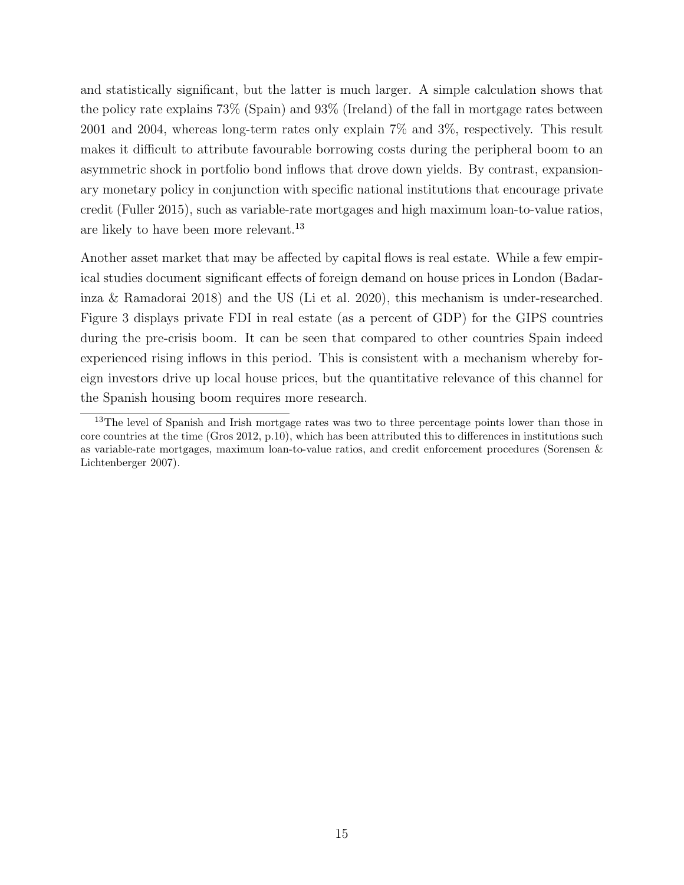and statistically significant, but the latter is much larger. A simple calculation shows that the policy rate explains 73% (Spain) and 93% (Ireland) of the fall in mortgage rates between 2001 and 2004, whereas long-term rates only explain 7% and 3%, respectively. This result makes it difficult to attribute favourable borrowing costs during the peripheral boom to an asymmetric shock in portfolio bond inflows that drove down yields. By contrast, expansionary monetary policy in conjunction with specific national institutions that encourage private credit (Fuller 2015), such as variable-rate mortgages and high maximum loan-to-value ratios, are likely to have been more relevant.[13]

Another asset market that may be affected by capital flows is real estate. While a few empirical studies document significant effects of foreign demand on house prices in London (Badarinza & Ramadorai 2018) and the US (Li et al. 2020), this mechanism is under-researched. Figure 3 displays private FDI in real estate (as a percent of GDP) for the GIPS countries during the pre-crisis boom. It can be seen that compared to other countries Spain indeed experienced rising inflows in this period. This is consistent with a mechanism whereby foreign investors drive up local house prices, but the quantitative relevance of this channel for the Spanish housing boom requires more research.

[13] The level of Spanish and Irish mortgage rates was two to three percentage points lower than those in core countries at the time (Gros 2012, p.10), which has been attributed this to differences in institutions such as variable-rate mortgages, maximum loan-to-value ratios, and credit enforcement procedures (Sorensen & Lichtenberger 2007).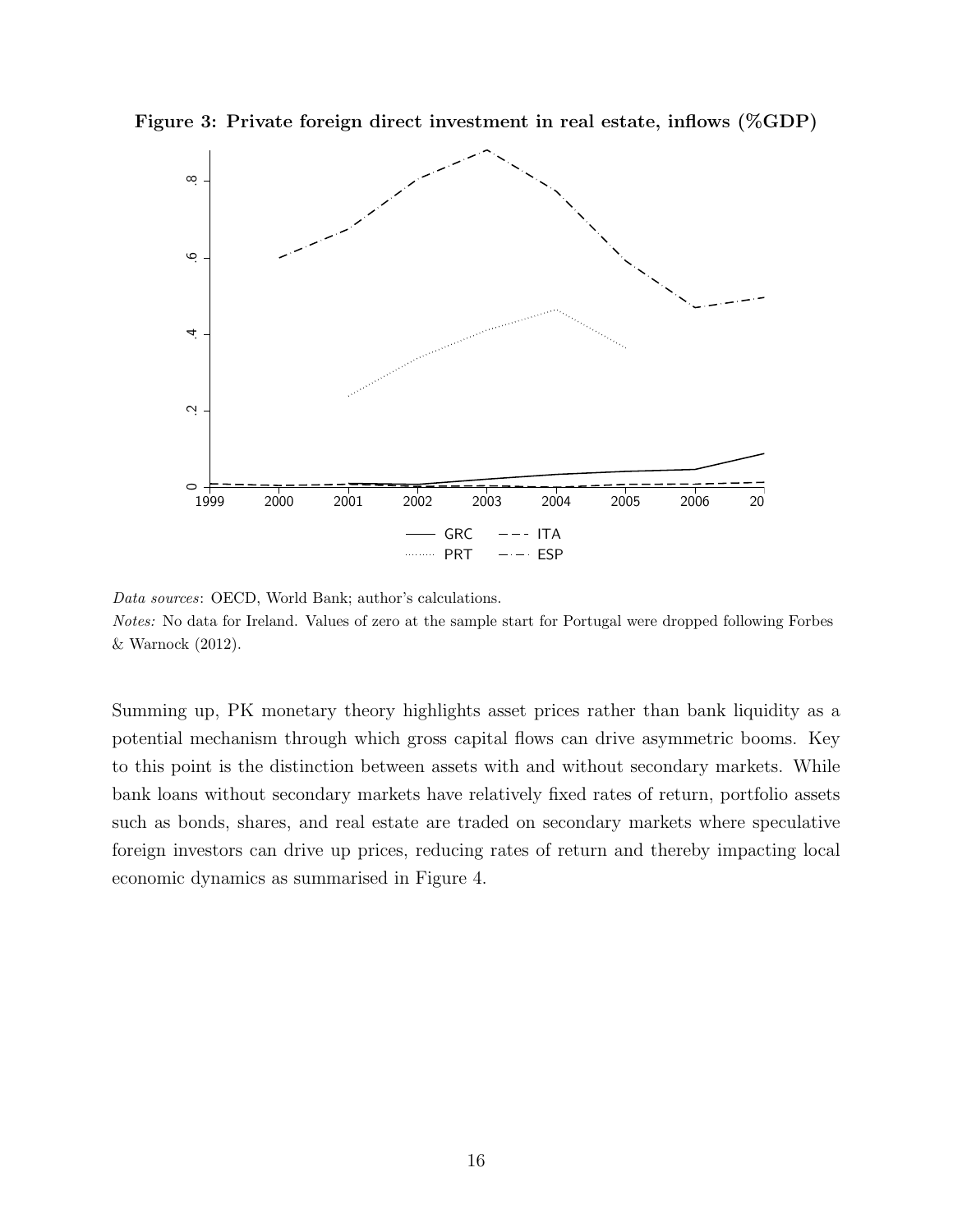**Figure 3: Private foreign direct investment in real estate, inflows (%GDP)**

*Data sources*: OECD, World Bank; author's calculations.

*Notes:* No data for Ireland. Values of zero at the sample start for Portugal were dropped following Forbes & Warnock (2012).

Summing up, PK monetary theory highlights asset prices rather than bank liquidity as a potential mechanism through which gross capital flows can drive asymmetric booms. Key to this point is the distinction between assets with and without secondary markets. While bank loans without secondary markets have relatively fixed rates of return, portfolio assets such as bonds, shares, and real estate are traded on secondary markets where speculative foreign investors can drive up prices, reducing rates of return and thereby impacting local economic dynamics as summarised in Figure 4.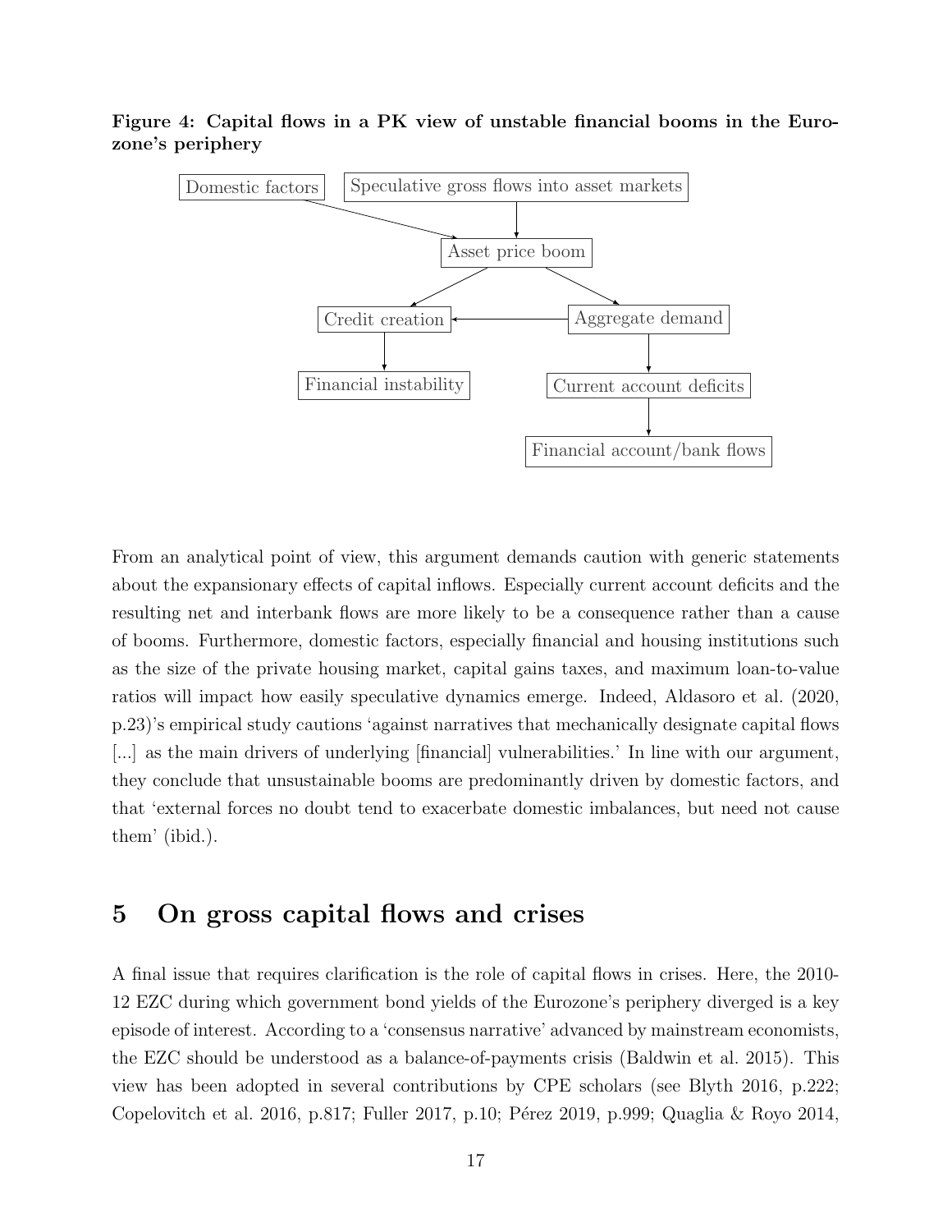**Figure 4: Capital flows in a PK view of unstable financial booms in the Eurozone's periphery**

Domestic factors

Speculative gross flows into asset markets

Asset price boom

Credit creation

Aggregate demand

Financial instability

Current account deficits

Financial account/bank flows

From an analytical point of view, this argument demands caution with generic statements about the expansionary effects of capital inflows. Especially current account deficits and the resulting net and interbank flows are more likely to be a consequence rather than a cause of booms. Furthermore, domestic factors, especially financial and housing institutions such as the size of the private housing market, capital gains taxes, and maximum loan-to-value ratios will impact how easily speculative dynamics emerge. Indeed, Aldasoro et al. (2020, p.23)'s empirical study cautions 'against narratives that mechanically designate capital flows [...] as the main drivers of underlying [financial] vulnerabilities.' In line with our argument, they conclude that unsustainable booms are predominantly driven by domestic factors, and that 'external forces no doubt tend to exacerbate domestic imbalances, but need not cause them' (ibid.).

# 5 On gross capital flows and crises

A final issue that requires clarification is the role of capital flows in crises. Here, the 2010-12 EZC during which government bond yields of the Eurozone's periphery diverged is a key episode of interest. According to a 'consensus narrative' advanced by mainstream economists, the EZC should be understood as a balance-of-payments crisis (Baldwin et al. 2015). This view has been adopted in several contributions by CPE scholars (see Blyth 2016, p.222; Copelovitch et al. 2016, p.817; Fuller 2017, p.10; Pérez 2019, p.999; Quaglia & Royo 2014,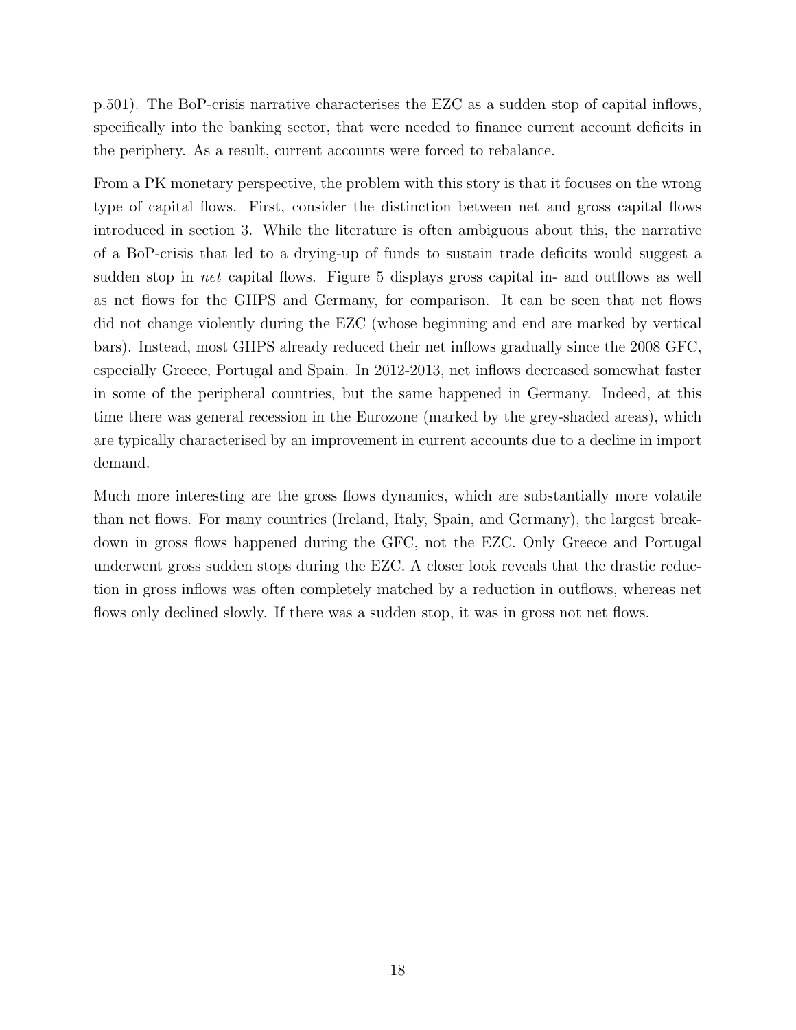p.501). The BoP-crisis narrative characterises the EZC as a sudden stop of capital inflows, specifically into the banking sector, that were needed to finance current account deficits in the periphery. As a result, current accounts were forced to rebalance.

From a PK monetary perspective, the problem with this story is that it focuses on the wrong type of capital flows. First, consider the distinction between net and gross capital flows introduced in section 3. While the literature is often ambiguous about this, the narrative of a BoP-crisis that led to a drying-up of funds to sustain trade deficits would suggest a sudden stop in *net* capital flows. Figure 5 displays gross capital in- and outflows as well as net flows for the GIIPS and Germany, for comparison. It can be seen that net flows did not change violently during the EZC (whose beginning and end are marked by vertical bars). Instead, most GIIPS already reduced their net inflows gradually since the 2008 GFC, especially Greece, Portugal and Spain. In 2012-2013, net inflows decreased somewhat faster in some of the peripheral countries, but the same happened in Germany. Indeed, at this time there was general recession in the Eurozone (marked by the grey-shaded areas), which are typically characterised by an improvement in current accounts due to a decline in import demand.

Much more interesting are the gross flows dynamics, which are substantially more volatile than net flows. For many countries (Ireland, Italy, Spain, and Germany), the largest breakdown in gross flows happened during the GFC, not the EZC. Only Greece and Portugal underwent gross sudden stops during the EZC. A closer look reveals that the drastic reduction in gross inflows was often completely matched by a reduction in outflows, whereas net flows only declined slowly. If there was a sudden stop, it was in gross not net flows.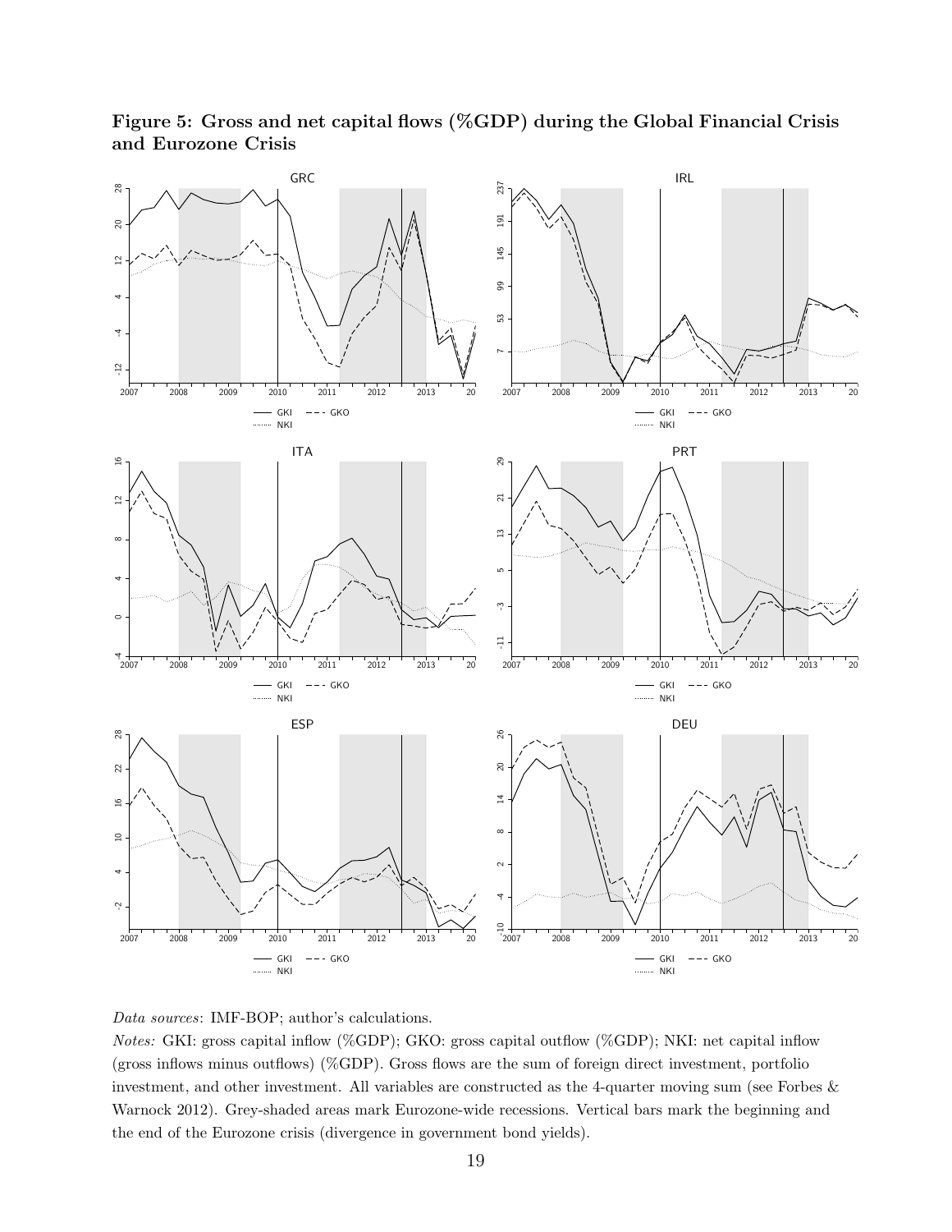**Figure 5: Gross and net capital flows (%GDP) during the Global Financial Crisis and Eurozone Crisis**

*Data sources*: IMF-BOP; author's calculations.

*Notes:* GKI: gross capital inflow (%GDP); GKO: gross capital outflow (%GDP); NKI: net capital inflow (gross inflows minus outflows) (%GDP). Gross flows are the sum of foreign direct investment, portfolio investment, and other investment. All variables are constructed as the 4-quarter moving sum (see Forbes & Warnock 2012). Grey-shaded areas mark Eurozone-wide recessions. Vertical bars mark the beginning and the end of the Eurozone crisis (divergence in government bond yields).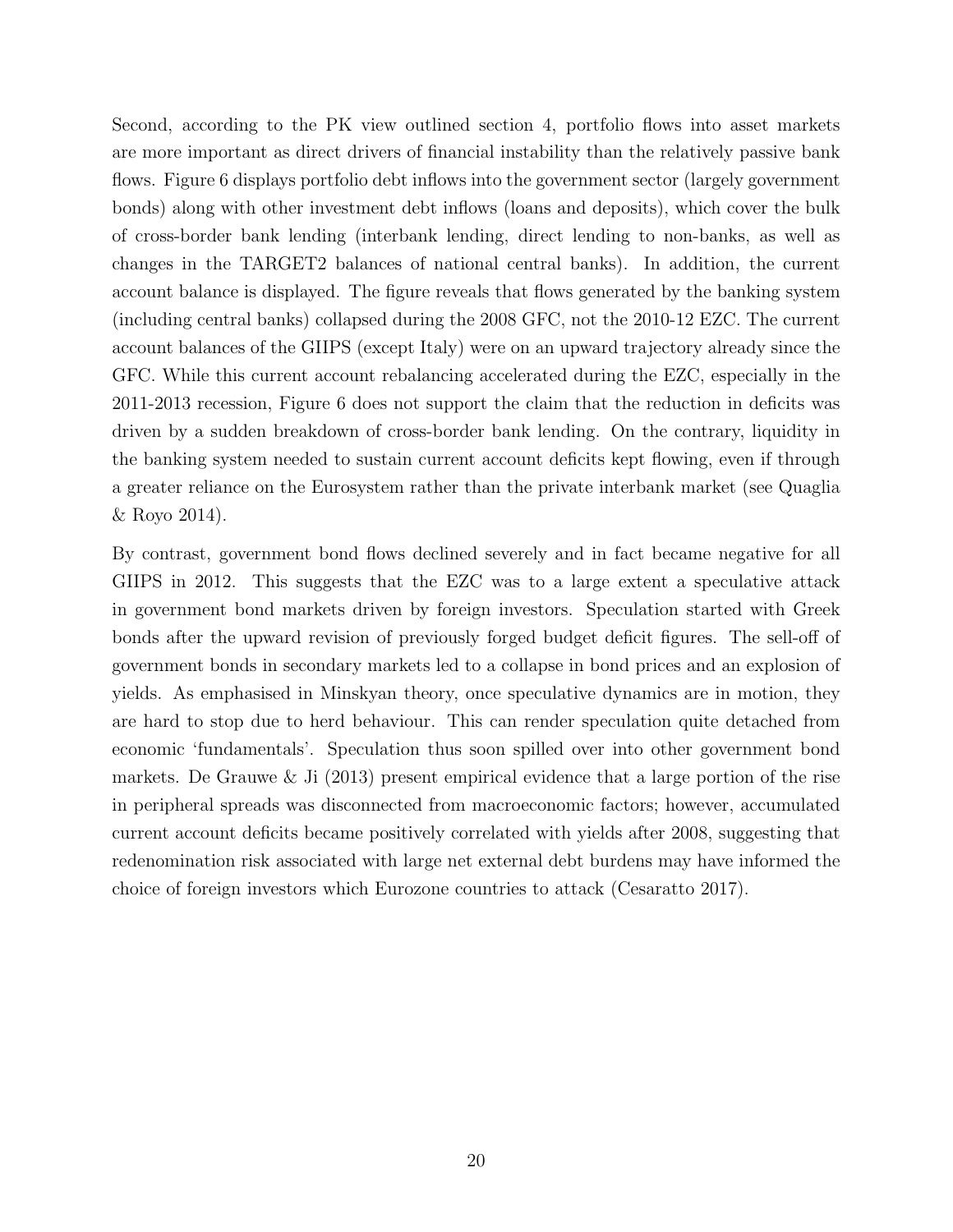Second, according to the PK view outlined section 4, portfolio flows into asset markets are more important as direct drivers of financial instability than the relatively passive bank flows. Figure 6 displays portfolio debt inflows into the government sector (largely government bonds) along with other investment debt inflows (loans and deposits), which cover the bulk of cross-border bank lending (interbank lending, direct lending to non-banks, as well as changes in the TARGET2 balances of national central banks). In addition, the current account balance is displayed. The figure reveals that flows generated by the banking system (including central banks) collapsed during the 2008 GFC, not the 2010-12 EZC. The current account balances of the GIIPS (except Italy) were on an upward trajectory already since the GFC. While this current account rebalancing accelerated during the EZC, especially in the 2011-2013 recession, Figure 6 does not support the claim that the reduction in deficits was driven by a sudden breakdown of cross-border bank lending. On the contrary, liquidity in the banking system needed to sustain current account deficits kept flowing, even if through a greater reliance on the Eurosystem rather than the private interbank market (see Quaglia & Royo 2014).

By contrast, government bond flows declined severely and in fact became negative for all GIIPS in 2012. This suggests that the EZC was to a large extent a speculative attack in government bond markets driven by foreign investors. Speculation started with Greek bonds after the upward revision of previously forged budget deficit figures. The sell-off of government bonds in secondary markets led to a collapse in bond prices and an explosion of yields. As emphasised in Minskyan theory, once speculative dynamics are in motion, they are hard to stop due to herd behaviour. This can render speculation quite detached from economic 'fundamentals'. Speculation thus soon spilled over into other government bond markets. De Grauwe & Ji (2013) present empirical evidence that a large portion of the rise in peripheral spreads was disconnected from macroeconomic factors; however, accumulated current account deficits became positively correlated with yields after 2008, suggesting that redenomination risk associated with large net external debt burdens may have informed the choice of foreign investors which Eurozone countries to attack (Cesaratto 2017).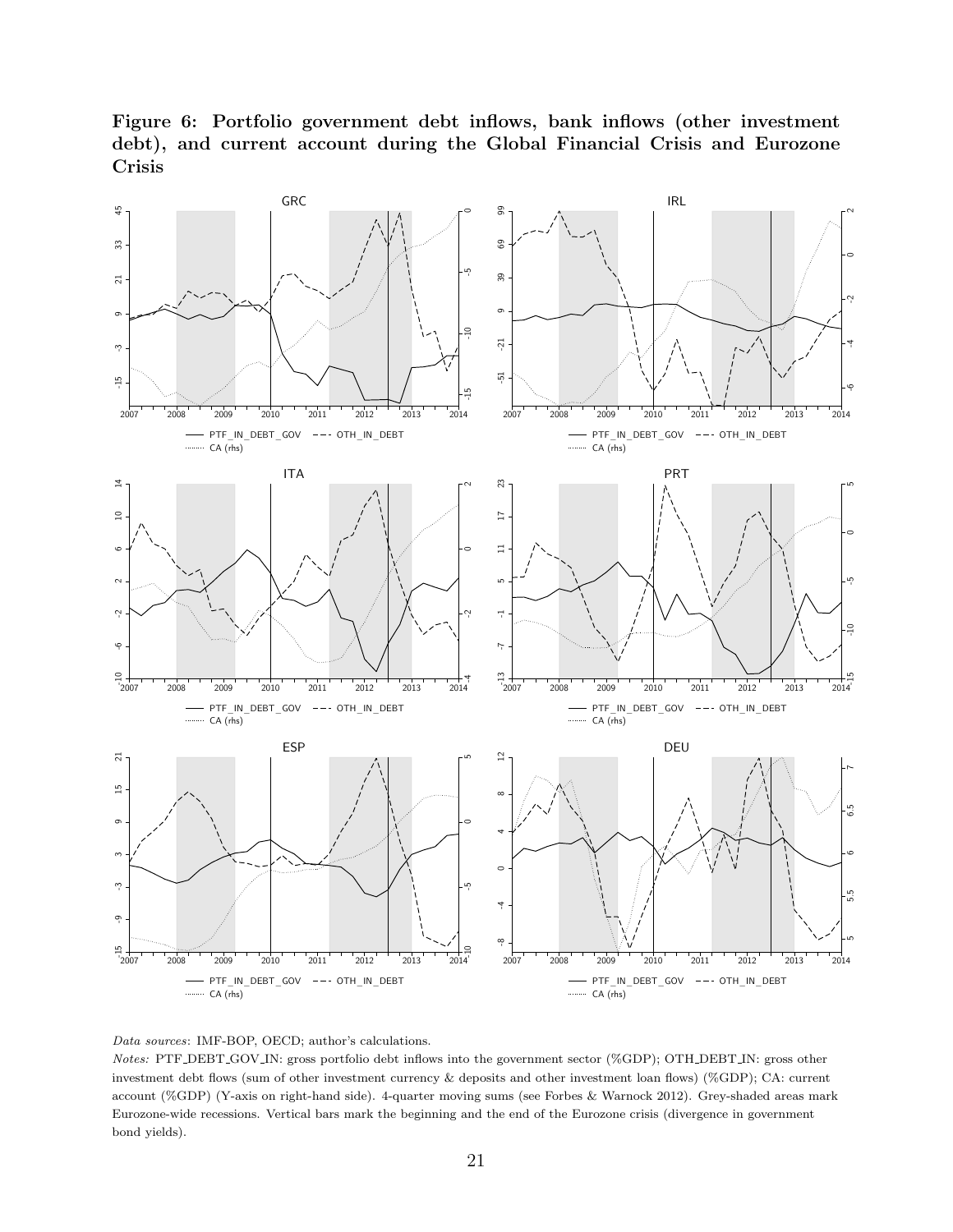**Figure 6: Portfolio government debt inflows, bank inflows (other investment debt), and current account during the Global Financial Crisis and Eurozone Crisis**

*Data sources*: IMF-BOP, OECD; author's calculations.

*Notes:* PTF_DEBT_GOV_IN: gross portfolio debt inflows into the government sector (%GDP); OTH_DEBT_IN: gross other investment debt flows (sum of other investment currency & deposits and other investment loan flows) (%GDP); CA: current account (%GDP) (Y-axis on right-hand side). 4-quarter moving sums (see Forbes & Warnock 2012). Grey-shaded areas mark Eurozone-wide recessions. Vertical bars mark the beginning and the end of the Eurozone crisis (divergence in government bond yields).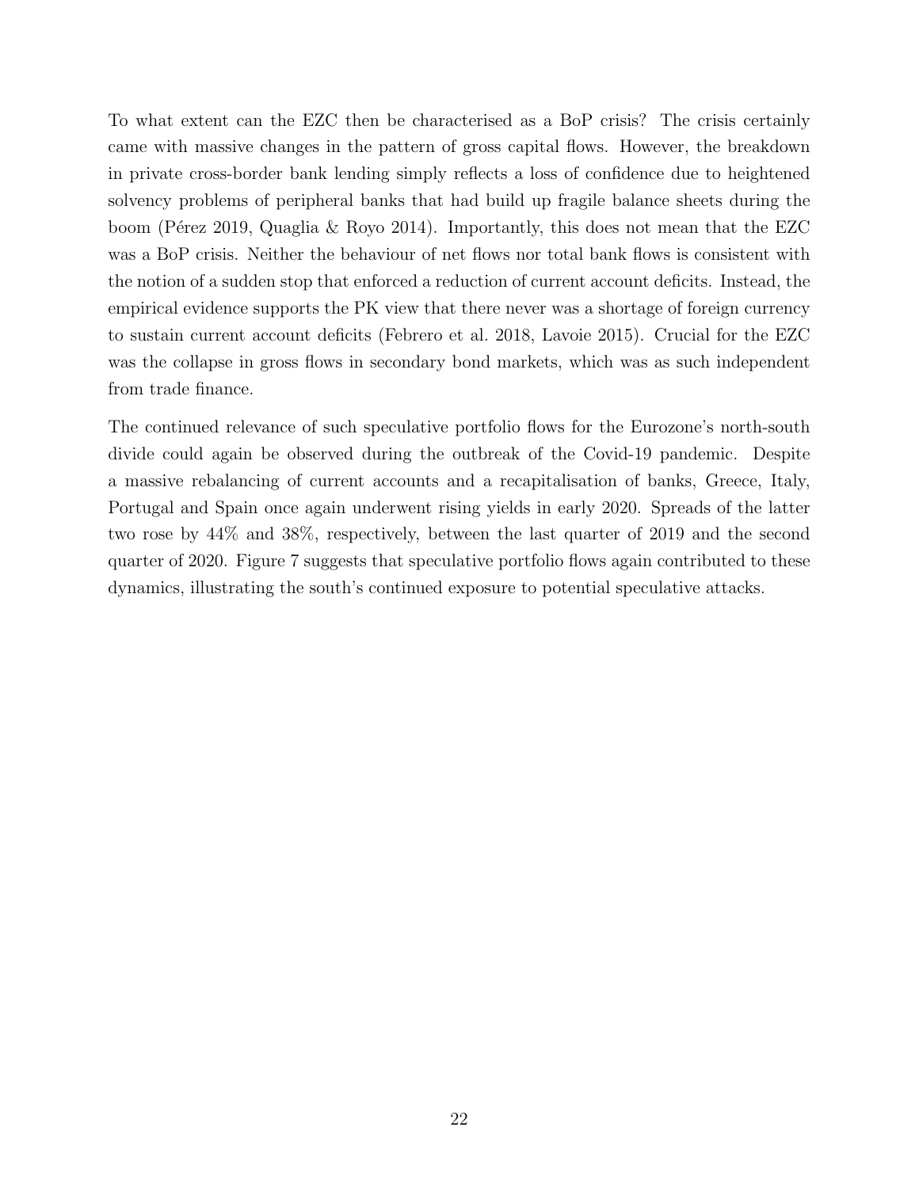To what extent can the EZC then be characterised as a BoP crisis? The crisis certainly came with massive changes in the pattern of gross capital flows. However, the breakdown in private cross-border bank lending simply reflects a loss of confidence due to heightened solvency problems of peripheral banks that had build up fragile balance sheets during the boom (Pérez 2019, Quaglia & Royo 2014). Importantly, this does not mean that the EZC was a BoP crisis. Neither the behaviour of net flows nor total bank flows is consistent with the notion of a sudden stop that enforced a reduction of current account deficits. Instead, the empirical evidence supports the PK view that there never was a shortage of foreign currency to sustain current account deficits (Febrero et al. 2018, Lavoie 2015). Crucial for the EZC was the collapse in gross flows in secondary bond markets, which was as such independent from trade finance.

The continued relevance of such speculative portfolio flows for the Eurozone's north-south divide could again be observed during the outbreak of the Covid-19 pandemic. Despite a massive rebalancing of current accounts and a recapitalisation of banks, Greece, Italy, Portugal and Spain once again underwent rising yields in early 2020. Spreads of the latter two rose by 44% and 38%, respectively, between the last quarter of 2019 and the second quarter of 2020. Figure 7 suggests that speculative portfolio flows again contributed to these dynamics, illustrating the south's continued exposure to potential speculative attacks.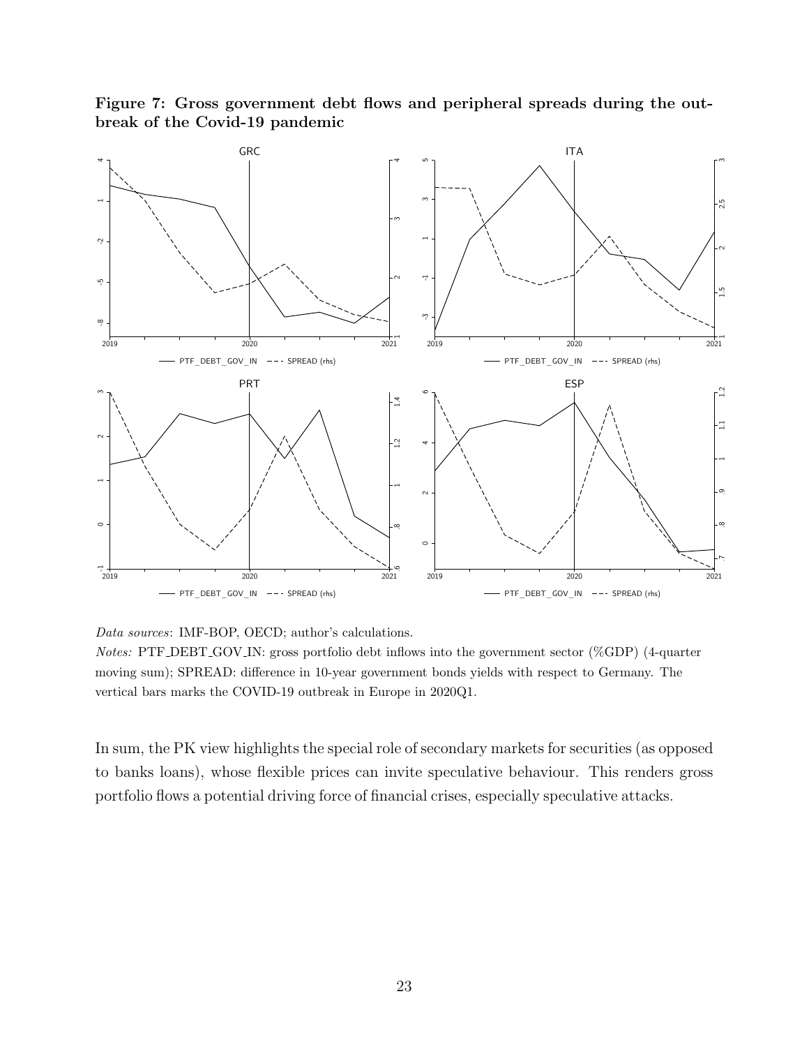**Figure 7: Gross government debt flows and peripheral spreads during the outbreak of the Covid-19 pandemic**

*Data sources*: IMF-BOP, OECD; author's calculations.

*Notes:* PTF_DEBT_GOV_IN: gross portfolio debt inflows into the government sector (%GDP) (4-quarter moving sum); SPREAD: difference in 10-year government bonds yields with respect to Germany. The vertical bars marks the COVID-19 outbreak in Europe in 2020Q1.

In sum, the PK view highlights the special role of secondary markets for securities (as opposed to banks loans), whose flexible prices can invite speculative behaviour. This renders gross portfolio flows a potential driving force of financial crises, especially speculative attacks.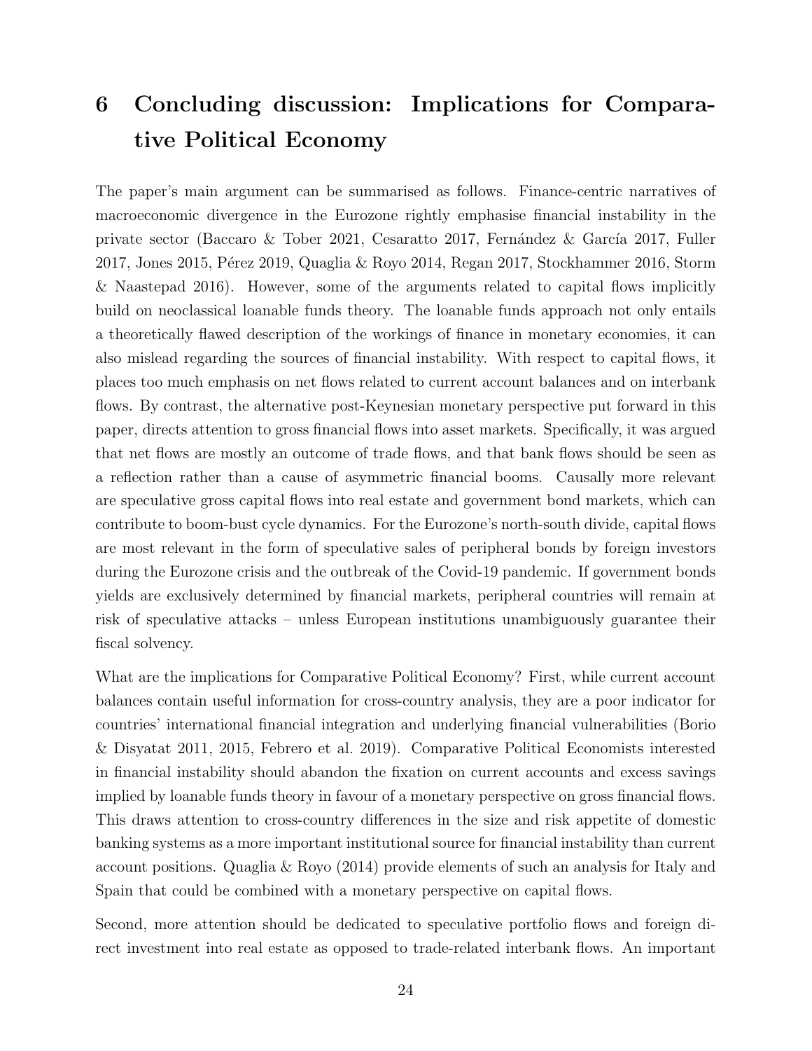# 6 Concluding discussion: Implications for Comparative Political Economy

The paper's main argument can be summarised as follows. Finance-centric narratives of macroeconomic divergence in the Eurozone rightly emphasise financial instability in the private sector (Baccaro & Tober 2021, Cesaratto 2017, Fernández & García 2017, Fuller 2017, Jones 2015, Pérez 2019, Quaglia & Royo 2014, Regan 2017, Stockhammer 2016, Storm & Naastepad 2016). However, some of the arguments related to capital flows implicitly build on neoclassical loanable funds theory. The loanable funds approach not only entails a theoretically flawed description of the workings of finance in monetary economies, it can also mislead regarding the sources of financial instability. With respect to capital flows, it places too much emphasis on net flows related to current account balances and on interbank flows. By contrast, the alternative post-Keynesian monetary perspective put forward in this paper, directs attention to gross financial flows into asset markets. Specifically, it was argued that net flows are mostly an outcome of trade flows, and that bank flows should be seen as a reflection rather than a cause of asymmetric financial booms. Causally more relevant are speculative gross capital flows into real estate and government bond markets, which can contribute to boom-bust cycle dynamics. For the Eurozone's north-south divide, capital flows are most relevant in the form of speculative sales of peripheral bonds by foreign investors during the Eurozone crisis and the outbreak of the Covid-19 pandemic. If government bonds yields are exclusively determined by financial markets, peripheral countries will remain at risk of speculative attacks – unless European institutions unambiguously guarantee their fiscal solvency.

What are the implications for Comparative Political Economy? First, while current account balances contain useful information for cross-country analysis, they are a poor indicator for countries' international financial integration and underlying financial vulnerabilities (Borio & Disyatat 2011, 2015, Febrero et al. 2019). Comparative Political Economists interested in financial instability should abandon the fixation on current accounts and excess savings implied by loanable funds theory in favour of a monetary perspective on gross financial flows. This draws attention to cross-country differences in the size and risk appetite of domestic banking systems as a more important institutional source for financial instability than current account positions. Quaglia & Royo (2014) provide elements of such an analysis for Italy and Spain that could be combined with a monetary perspective on capital flows.

Second, more attention should be dedicated to speculative portfolio flows and foreign direct investment into real estate as opposed to trade-related interbank flows. An important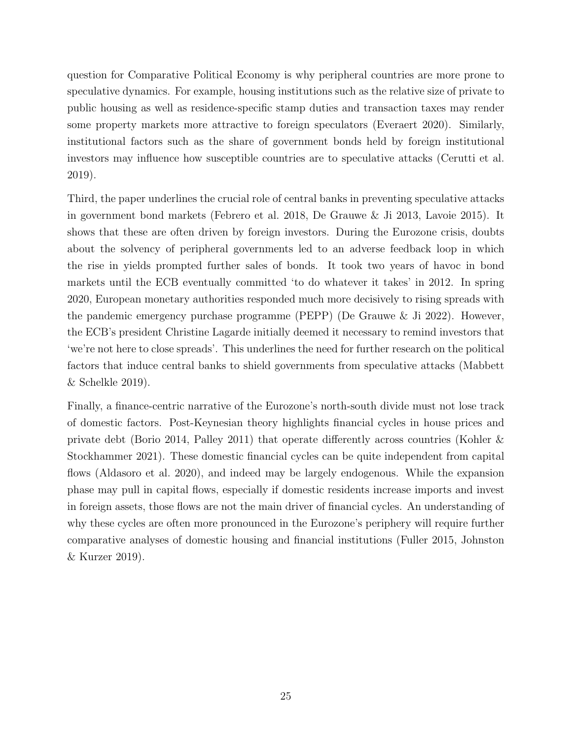question for Comparative Political Economy is why peripheral countries are more prone to speculative dynamics. For example, housing institutions such as the relative size of private to public housing as well as residence-specific stamp duties and transaction taxes may render some property markets more attractive to foreign speculators (Everaert 2020). Similarly, institutional factors such as the share of government bonds held by foreign institutional investors may influence how susceptible countries are to speculative attacks (Cerutti et al. 2019).

Third, the paper underlines the crucial role of central banks in preventing speculative attacks in government bond markets (Febrero et al. 2018, De Grauwe & Ji 2013, Lavoie 2015). It shows that these are often driven by foreign investors. During the Eurozone crisis, doubts about the solvency of peripheral governments led to an adverse feedback loop in which the rise in yields prompted further sales of bonds. It took two years of havoc in bond markets until the ECB eventually committed 'to do whatever it takes' in 2012. In spring 2020, European monetary authorities responded much more decisively to rising spreads with the pandemic emergency purchase programme (PEPP) (De Grauwe & Ji 2022). However, the ECB's president Christine Lagarde initially deemed it necessary to remind investors that 'we're not here to close spreads'. This underlines the need for further research on the political factors that induce central banks to shield governments from speculative attacks (Mabbett & Schelkle 2019).

Finally, a finance-centric narrative of the Eurozone's north-south divide must not lose track of domestic factors. Post-Keynesian theory highlights financial cycles in house prices and private debt (Borio 2014, Palley 2011) that operate differently across countries (Kohler & Stockhammer 2021). These domestic financial cycles can be quite independent from capital flows (Aldasoro et al. 2020), and indeed may be largely endogenous. While the expansion phase may pull in capital flows, especially if domestic residents increase imports and invest in foreign assets, those flows are not the main driver of financial cycles. An understanding of why these cycles are often more pronounced in the Eurozone's periphery will require further comparative analyses of domestic housing and financial institutions (Fuller 2015, Johnston & Kurzer 2019).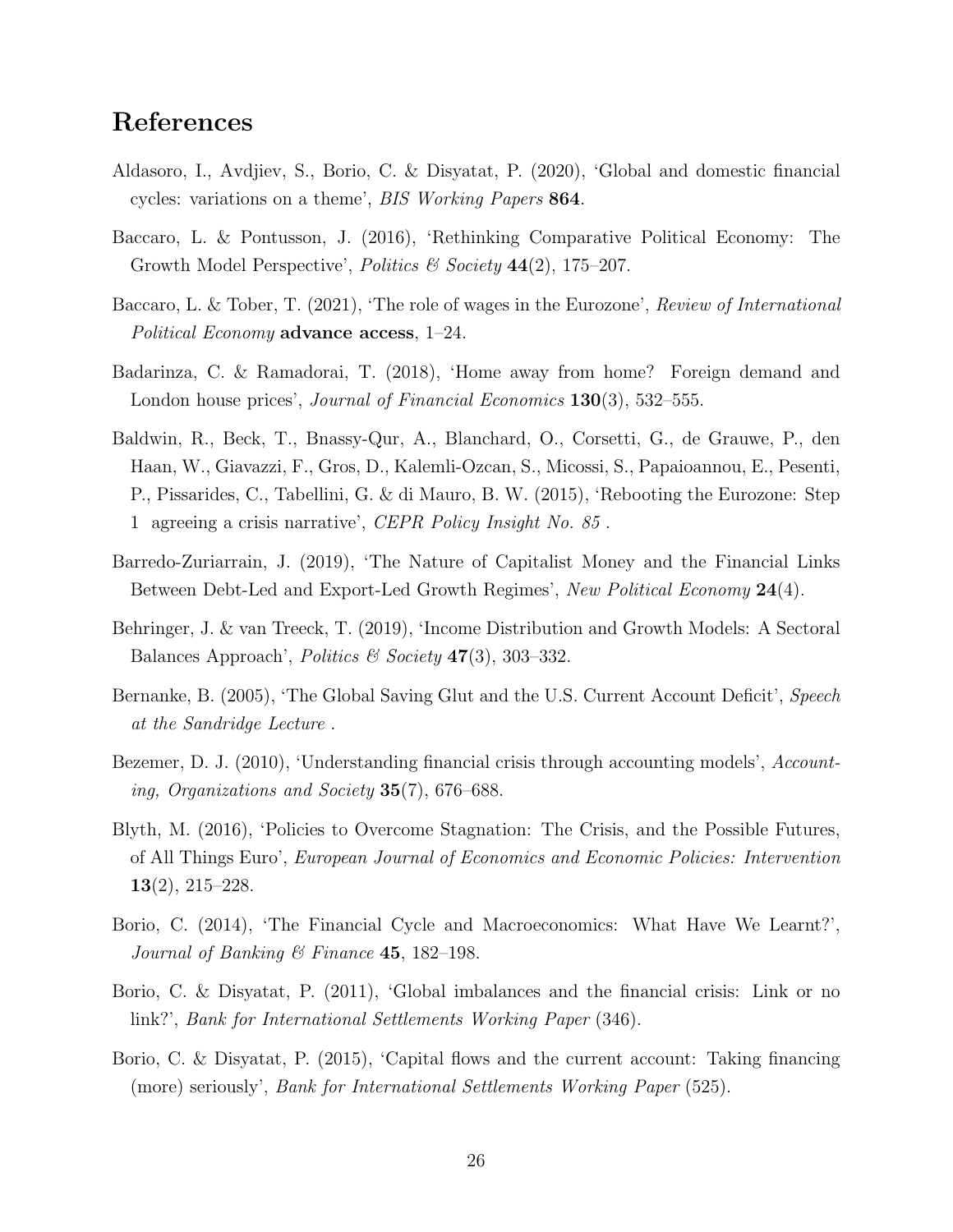## References

Aldasoro, I., Avdjiev, S., Borio, C. & Disyatat, P. (2020), 'Global and domestic financial cycles: variations on a theme', *BIS Working Papers* **864**.

Baccaro, L. & Pontusson, J. (2016), 'Rethinking Comparative Political Economy: The Growth Model Perspective', *Politics & Society* **44**(2), 175–207.

Baccaro, L. & Tober, T. (2021), 'The role of wages in the Eurozone', *Review of International Political Economy* **advance access**, 1–24.

Badarinza, C. & Ramadorai, T. (2018), 'Home away from home? Foreign demand and London house prices', *Journal of Financial Economics* **130**(3), 532–555.

Baldwin, R., Beck, T., Bnassy-Qur, A., Blanchard, O., Corsetti, G., de Grauwe, P., den Haan, W., Giavazzi, F., Gros, D., Kalemli-Ozcan, S., Micossi, S., Papaioannou, E., Pesenti, P., Pissarides, C., Tabellini, G. & di Mauro, B. W. (2015), 'Rebooting the Eurozone: Step 1 agreeing a crisis narrative', *CEPR Policy Insight No. 85* .

Barredo-Zuriarrain, J. (2019), 'The Nature of Capitalist Money and the Financial Links Between Debt-Led and Export-Led Growth Regimes', *New Political Economy* **24**(4).

Behringer, J. & van Treeck, T. (2019), 'Income Distribution and Growth Models: A Sectoral Balances Approach', *Politics & Society* **47**(3), 303–332.

Bernanke, B. (2005), 'The Global Saving Glut and the U.S. Current Account Deficit', *Speech at the Sandridge Lecture* .

Bezemer, D. J. (2010), 'Understanding financial crisis through accounting models', *Accounting, Organizations and Society* **35**(7), 676–688.

Blyth, M. (2016), 'Policies to Overcome Stagnation: The Crisis, and the Possible Futures, of All Things Euro', *European Journal of Economics and Economic Policies: Intervention* **13**(2), 215–228.

Borio, C. (2014), 'The Financial Cycle and Macroeconomics: What Have We Learnt?', *Journal of Banking & Finance* **45**, 182–198.

Borio, C. & Disyatat, P. (2011), 'Global imbalances and the financial crisis: Link or no link?', *Bank for International Settlements Working Paper* (346).

Borio, C. & Disyatat, P. (2015), 'Capital flows and the current account: Taking financing (more) seriously', *Bank for International Settlements Working Paper* (525).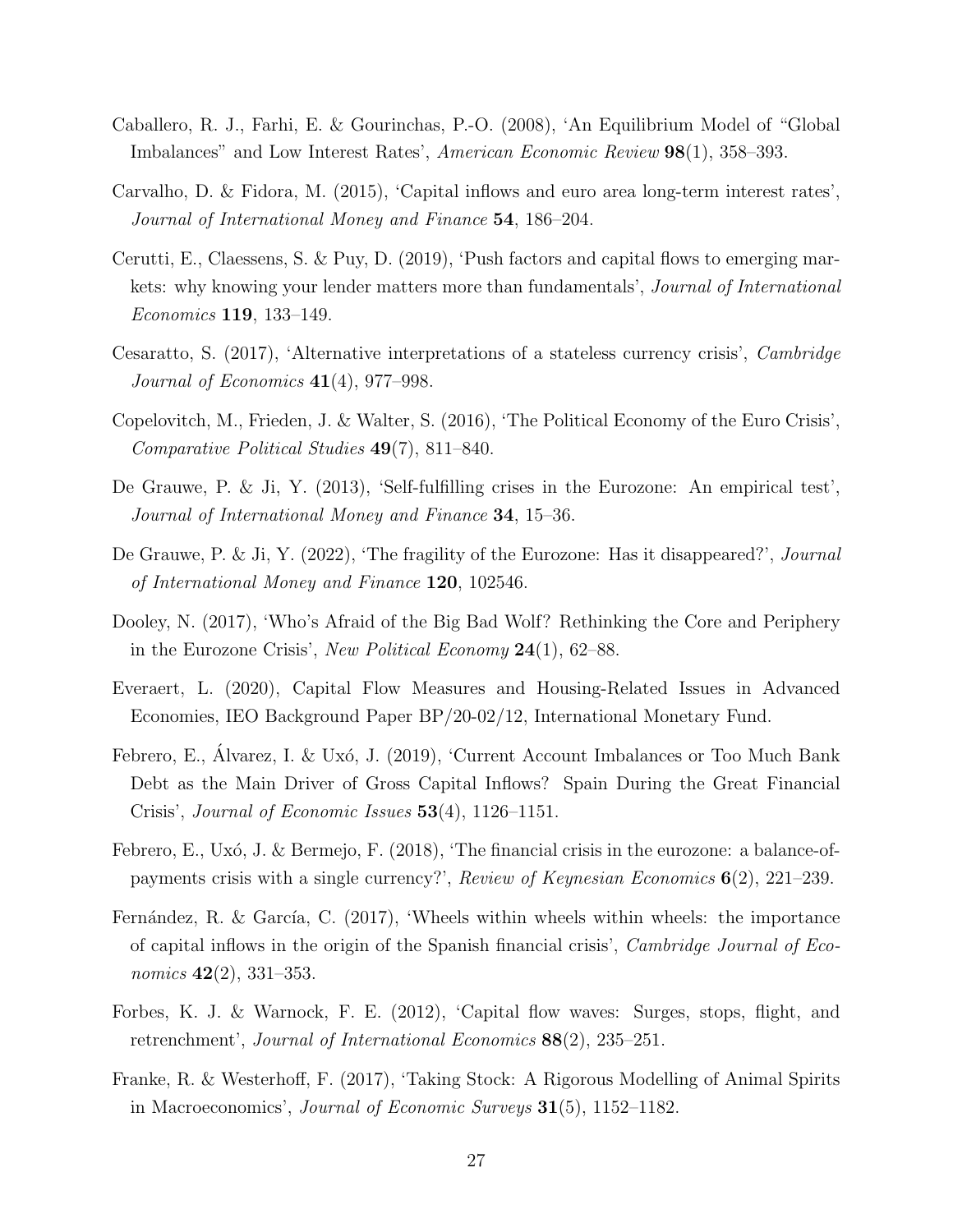Caballero, R. J., Farhi, E. & Gourinchas, P.-O. (2008), 'An Equilibrium Model of "Global Imbalances" and Low Interest Rates', *American Economic Review* **98**(1), 358–393.

Carvalho, D. & Fidora, M. (2015), 'Capital inflows and euro area long-term interest rates', *Journal of International Money and Finance* **54**, 186–204.

Cerutti, E., Claessens, S. & Puy, D. (2019), 'Push factors and capital flows to emerging markets: why knowing your lender matters more than fundamentals', *Journal of International Economics* **119**, 133–149.

Cesaratto, S. (2017), 'Alternative interpretations of a stateless currency crisis', *Cambridge Journal of Economics* **41**(4), 977–998.

Copelovitch, M., Frieden, J. & Walter, S. (2016), 'The Political Economy of the Euro Crisis', *Comparative Political Studies* **49**(7), 811–840.

De Grauwe, P. & Ji, Y. (2013), 'Self-fulfilling crises in the Eurozone: An empirical test', *Journal of International Money and Finance* **34**, 15–36.

De Grauwe, P. & Ji, Y. (2022), 'The fragility of the Eurozone: Has it disappeared?', *Journal of International Money and Finance* **120**, 102546.

Dooley, N. (2017), 'Who's Afraid of the Big Bad Wolf? Rethinking the Core and Periphery in the Eurozone Crisis', *New Political Economy* **24**(1), 62–88.

Everaert, L. (2020), Capital Flow Measures and Housing-Related Issues in Advanced Economies, IEO Background Paper BP/20-02/12, International Monetary Fund.

Febrero, E., Álvarez, I. & Uxó, J. (2019), 'Current Account Imbalances or Too Much Bank Debt as the Main Driver of Gross Capital Inflows? Spain During the Great Financial Crisis', *Journal of Economic Issues* **53**(4), 1126–1151.

Febrero, E., Uxó, J. & Bermejo, F. (2018), 'The financial crisis in the eurozone: a balance-of-payments crisis with a single currency?', *Review of Keynesian Economics* **6**(2), 221–239.

Fernández, R. & García, C. (2017), 'Wheels within wheels within wheels: the importance of capital inflows in the origin of the Spanish financial crisis', *Cambridge Journal of Economics* **42**(2), 331–353.

Forbes, K. J. & Warnock, F. E. (2012), 'Capital flow waves: Surges, stops, flight, and retrenchment', *Journal of International Economics* **88**(2), 235–251.

Franke, R. & Westerhoff, F. (2017), 'Taking Stock: A Rigorous Modelling of Animal Spirits in Macroeconomics', *Journal of Economic Surveys* **31**(5), 1152–1182.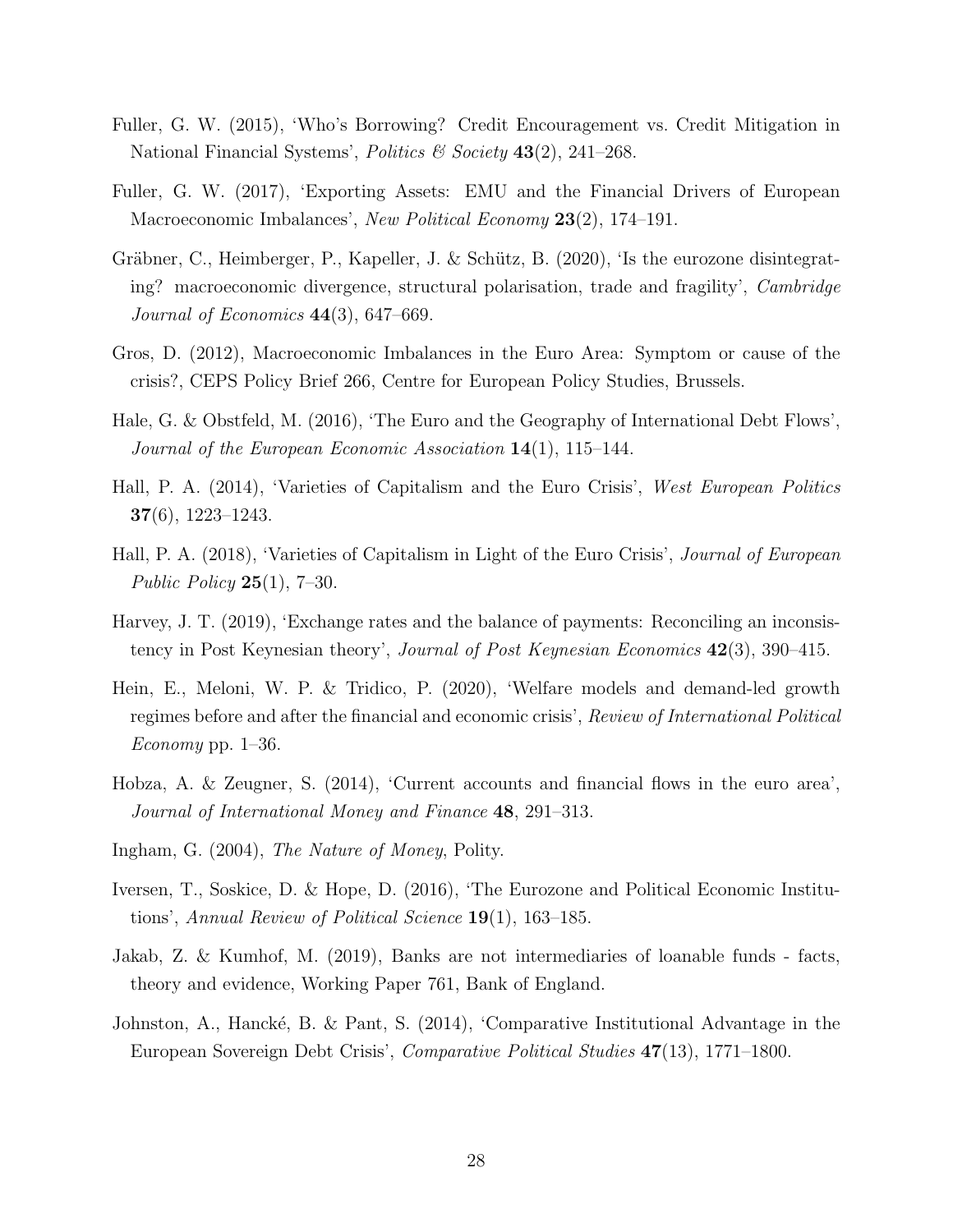Fuller, G. W. (2015), 'Who's Borrowing? Credit Encouragement vs. Credit Mitigation in National Financial Systems', *Politics & Society* **43**(2), 241–268.

Fuller, G. W. (2017), 'Exporting Assets: EMU and the Financial Drivers of European Macroeconomic Imbalances', *New Political Economy* **23**(2), 174–191.

Gräbner, C., Heimberger, P., Kapeller, J. & Schütz, B. (2020), 'Is the eurozone disintegrating? macroeconomic divergence, structural polarisation, trade and fragility', *Cambridge Journal of Economics* **44**(3), 647–669.

Gros, D. (2012), Macroeconomic Imbalances in the Euro Area: Symptom or cause of the crisis?, CEPS Policy Brief 266, Centre for European Policy Studies, Brussels.

Hale, G. & Obstfeld, M. (2016), 'The Euro and the Geography of International Debt Flows', *Journal of the European Economic Association* **14**(1), 115–144.

Hall, P. A. (2014), 'Varieties of Capitalism and the Euro Crisis', *West European Politics* **37**(6), 1223–1243.

Hall, P. A. (2018), 'Varieties of Capitalism in Light of the Euro Crisis', *Journal of European Public Policy* **25**(1), 7–30.

Harvey, J. T. (2019), 'Exchange rates and the balance of payments: Reconciling an inconsistency in Post Keynesian theory', *Journal of Post Keynesian Economics* **42**(3), 390–415.

Hein, E., Meloni, W. P. & Tridico, P. (2020), 'Welfare models and demand-led growth regimes before and after the financial and economic crisis', *Review of International Political Economy* pp. 1–36.

Hobza, A. & Zeugner, S. (2014), 'Current accounts and financial flows in the euro area', *Journal of International Money and Finance* **48**, 291–313.

Ingham, G. (2004), *The Nature of Money*, Polity.

Iversen, T., Soskice, D. & Hope, D. (2016), 'The Eurozone and Political Economic Institutions', *Annual Review of Political Science* **19**(1), 163–185.

Jakab, Z. & Kumhof, M. (2019), Banks are not intermediaries of loanable funds - facts, theory and evidence, Working Paper 761, Bank of England.

Johnston, A., Hancké, B. & Pant, S. (2014), 'Comparative Institutional Advantage in the European Sovereign Debt Crisis', *Comparative Political Studies* **47**(13), 1771–1800.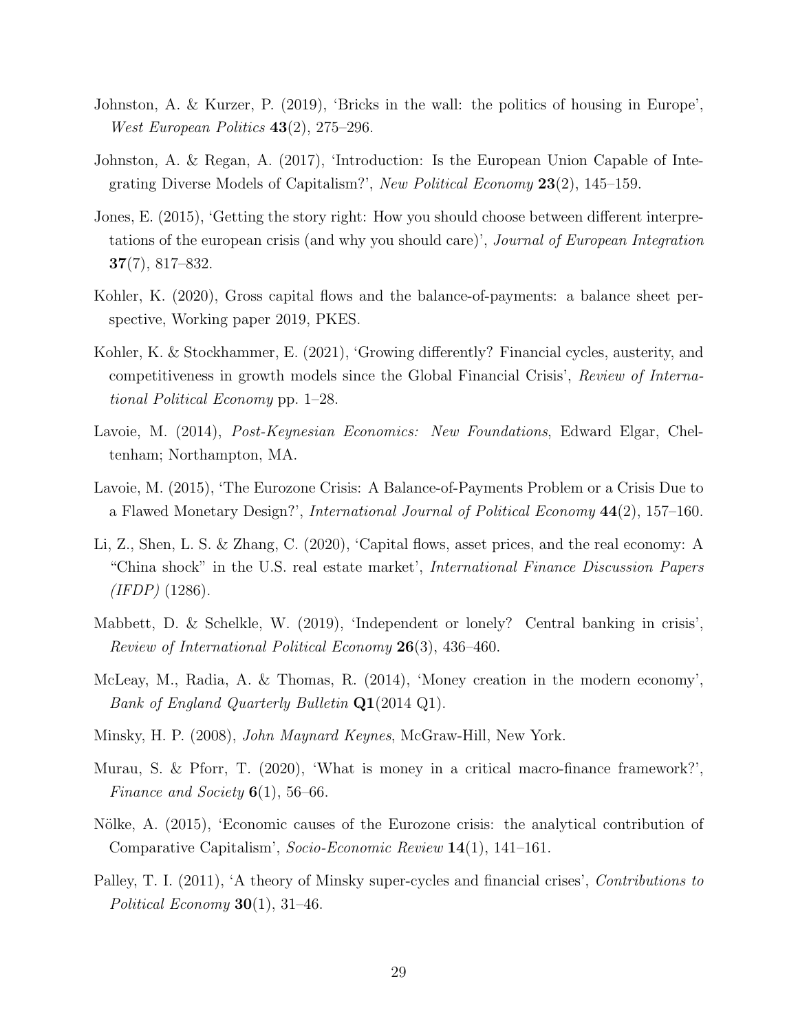Johnston, A. & Kurzer, P. (2019), 'Bricks in the wall: the politics of housing in Europe', *West European Politics* **43**(2), 275–296.

Johnston, A. & Regan, A. (2017), 'Introduction: Is the European Union Capable of Integrating Diverse Models of Capitalism?', *New Political Economy* **23**(2), 145–159.

Jones, E. (2015), 'Getting the story right: How you should choose between different interpretations of the european crisis (and why you should care)', *Journal of European Integration* **37**(7), 817–832.

Kohler, K. (2020), Gross capital flows and the balance-of-payments: a balance sheet perspective, Working paper 2019, PKES.

Kohler, K. & Stockhammer, E. (2021), 'Growing differently? Financial cycles, austerity, and competitiveness in growth models since the Global Financial Crisis', *Review of International Political Economy* pp. 1–28.

Lavoie, M. (2014), *Post-Keynesian Economics: New Foundations*, Edward Elgar, Cheltenham; Northampton, MA.

Lavoie, M. (2015), 'The Eurozone Crisis: A Balance-of-Payments Problem or a Crisis Due to a Flawed Monetary Design?', *International Journal of Political Economy* **44**(2), 157–160.

Li, Z., Shen, L. S. & Zhang, C. (2020), 'Capital flows, asset prices, and the real economy: A "China shock" in the U.S. real estate market', *International Finance Discussion Papers (IFDP)* (1286).

Mabbett, D. & Schelkle, W. (2019), 'Independent or lonely? Central banking in crisis', *Review of International Political Economy* **26**(3), 436–460.

McLeay, M., Radia, A. & Thomas, R. (2014), 'Money creation in the modern economy', *Bank of England Quarterly Bulletin* **Q1**(2014 Q1).

Minsky, H. P. (2008), *John Maynard Keynes*, McGraw-Hill, New York.

Murau, S. & Pforr, T. (2020), 'What is money in a critical macro-finance framework?', *Finance and Society* **6**(1), 56–66.

Nölke, A. (2015), 'Economic causes of the Eurozone crisis: the analytical contribution of Comparative Capitalism', *Socio-Economic Review* **14**(1), 141–161.

Palley, T. I. (2011), 'A theory of Minsky super-cycles and financial crises', *Contributions to Political Economy* **30**(1), 31–46.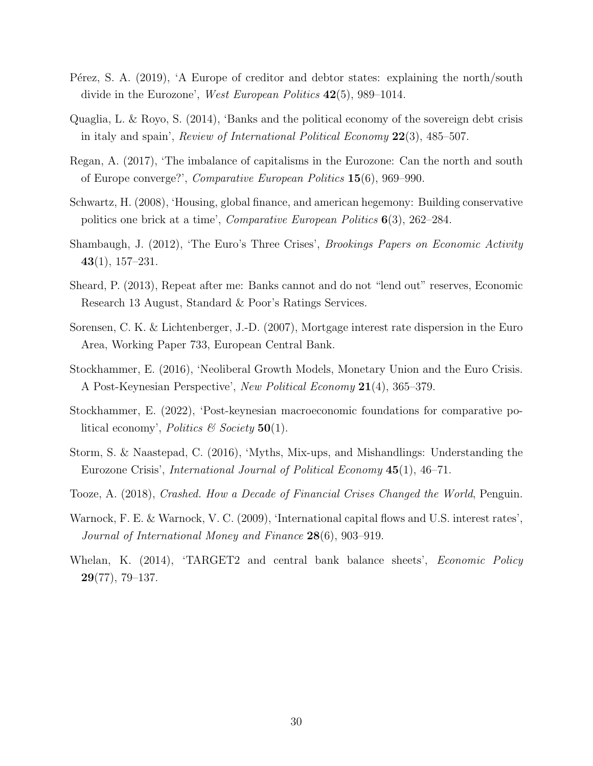Pérez, S. A. (2019), 'A Europe of creditor and debtor states: explaining the north/south divide in the Eurozone', *West European Politics* **42**(5), 989–1014.

Quaglia, L. & Royo, S. (2014), 'Banks and the political economy of the sovereign debt crisis in italy and spain', *Review of International Political Economy* **22**(3), 485–507.

Regan, A. (2017), 'The imbalance of capitalisms in the Eurozone: Can the north and south of Europe converge?', *Comparative European Politics* **15**(6), 969–990.

Schwartz, H. (2008), 'Housing, global finance, and american hegemony: Building conservative politics one brick at a time', *Comparative European Politics* **6**(3), 262–284.

Shambaugh, J. (2012), 'The Euro's Three Crises', *Brookings Papers on Economic Activity* **43**(1), 157–231.

Sheard, P. (2013), Repeat after me: Banks cannot and do not "lend out" reserves, Economic Research 13 August, Standard & Poor's Ratings Services.

Sorensen, C. K. & Lichtenberger, J.-D. (2007), Mortgage interest rate dispersion in the Euro Area, Working Paper 733, European Central Bank.

Stockhammer, E. (2016), 'Neoliberal Growth Models, Monetary Union and the Euro Crisis. A Post-Keynesian Perspective', *New Political Economy* **21**(4), 365–379.

Stockhammer, E. (2022), 'Post-keynesian macroeconomic foundations for comparative political economy', *Politics & Society* **50**(1).

Storm, S. & Naastepad, C. (2016), 'Myths, Mix-ups, and Mishandlings: Understanding the Eurozone Crisis', *International Journal of Political Economy* **45**(1), 46–71.

Tooze, A. (2018), *Crashed. How a Decade of Financial Crises Changed the World*, Penguin.

Warnock, F. E. & Warnock, V. C. (2009), 'International capital flows and U.S. interest rates', *Journal of International Money and Finance* **28**(6), 903–919.

Whelan, K. (2014), 'TARGET2 and central bank balance sheets', *Economic Policy* **29**(77), 79–137.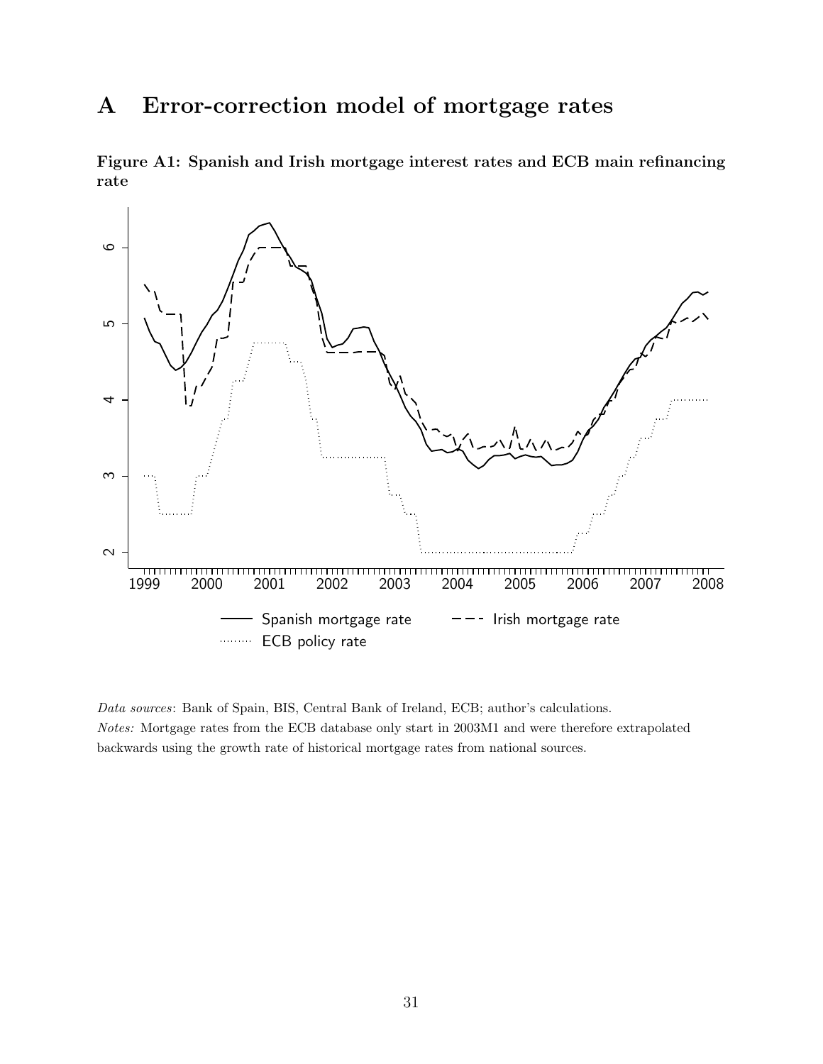# A Error-correction model of mortgage rates

**Figure A1: Spanish and Irish mortgage interest rates and ECB main refinancing rate**

*Data sources*: Bank of Spain, BIS, Central Bank of Ireland, ECB; author's calculations.
*Notes:* Mortgage rates from the ECB database only start in 2003M1 and were therefore extrapolated backwards using the growth rate of historical mortgage rates from national sources.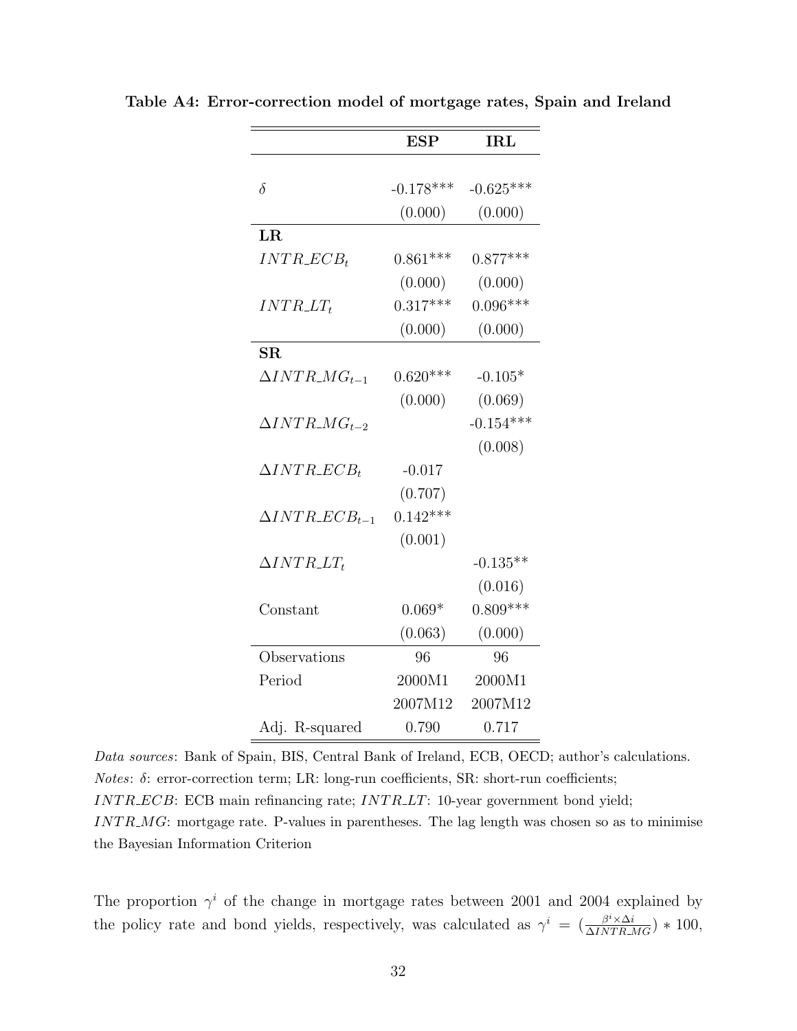**Table A4: Error-correction model of mortgage rates, Spain and Ireland**

| | **ESP** | **IRL** |
|---|---|---|
| $\delta$ | -0.178*** | -0.625*** |
| | (0.000) | (0.000) |
| **LR** | | |
| $INTR\_ECB_t$ | 0.861*** | 0.877*** |
| | (0.000) | (0.000) |
| $INTR\_LT_t$ | 0.317*** | 0.096*** |
| | (0.000) | (0.000) |
| **SR** | | |
| $\Delta INTR\_MG_{t-1}$ | 0.620*** | -0.105* |
| | (0.000) | (0.069) |
| $\Delta INTR\_MG_{t-2}$ | | -0.154*** |
| | | (0.008) |
| $\Delta INTR\_ECB_t$ | -0.017 | |
| | (0.707) | |
| $\Delta INTR\_ECB_{t-1}$ | 0.142*** | |
| | (0.001) | |
| $\Delta INTR\_LT_t$ | | -0.135** |
| | | (0.016) |
| Constant | 0.069* | 0.809*** |
| | (0.063) | (0.000) |
| Observations | 96 | 96 |
| Period | 2000M1 | 2000M1 |
| | 2007M12 | 2007M12 |
| Adj. R-squared | 0.790 | 0.717 |

*Data sources*: Bank of Spain, BIS, Central Bank of Ireland, ECB, OECD; author's calculations.
*Notes*: $\delta$: error-correction term; LR: long-run coefficients, SR: short-run coefficients; $INTR\_ECB$: ECB main refinancing rate; $INTR\_LT$: 10-year government bond yield; $INTR\_MG$: mortgage rate. P-values in parentheses. The lag length was chosen so as to minimise the Bayesian Information Criterion

The proportion $\gamma^i$ of the change in mortgage rates between 2001 and 2004 explained by the policy rate and bond yields, respectively, was calculated as $\gamma^i = (\frac{\beta^i \times \Delta i}{\Delta INTR\_MG}) * 100$,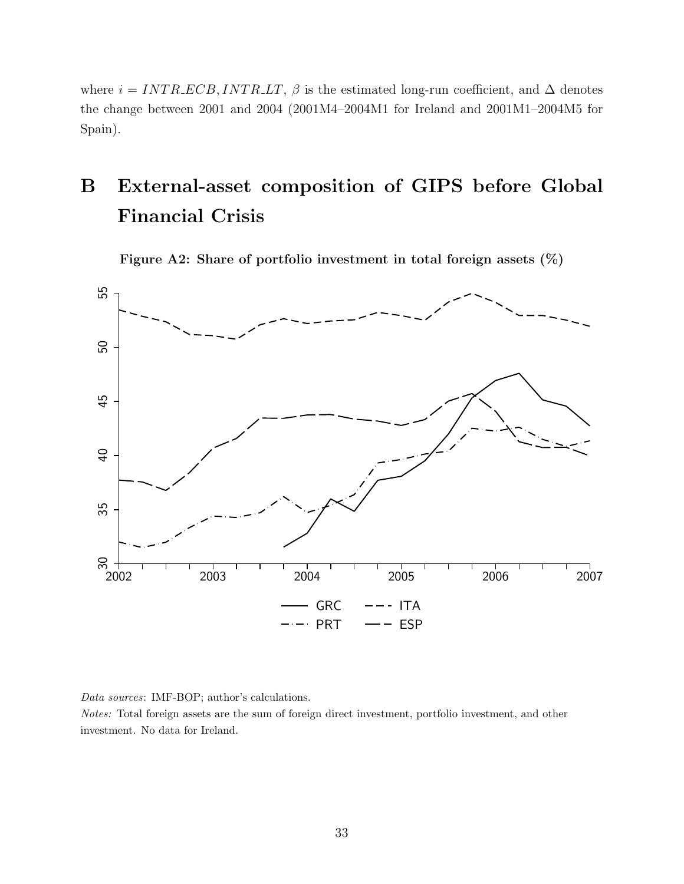where $i = INTR\_ECB, INTR\_LT$, $\beta$ is the estimated long-run coefficient, and $\Delta$ denotes the change between 2001 and 2004 (2001M4–2004M1 for Ireland and 2001M1–2004M5 for Spain).

# B External-asset composition of GIPS before Global Financial Crisis

**Figure A2: Share of portfolio investment in total foreign assets (%)**

55
50
45
40
35
30

2002 2003 2004 2005 2006 2007

GRC ITA
PRT ESP

*Data sources*: IMF-BOP; author's calculations.

*Notes:* Total foreign assets are the sum of foreign direct investment, portfolio investment, and other investment. No data for Ireland.